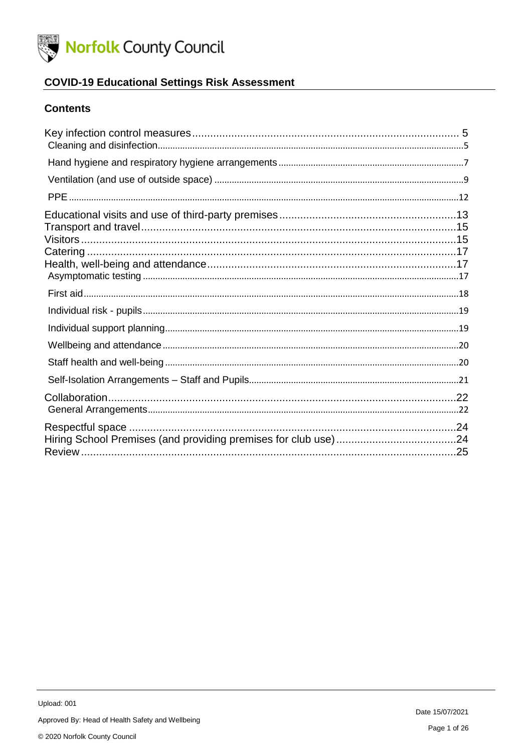Norfolk County Council

# COVID-19 Educational Settings Risk Assessment

## Contents

- Key infection control measures ... 5
  - Cleaning and disinfection ... 5
  - Hand hygiene and respiratory hygiene arrangements ... 7
  - Ventilation (and use of outside space) ... 9
  - PPE ... 12
- Educational visits and use of third-party premises ... 13
- Transport and travel ... 15
- Visitors ... 15
- Catering ... 17
- Health, well-being and attendance ... 17
  - Asymptomatic testing ... 17
  - First aid ... 18
  - Individual risk - pupils ... 19
  - Individual support planning ... 19
  - Wellbeing and attendance ... 20
  - Staff health and well-being ... 20
  - Self-Isolation Arrangements – Staff and Pupils ... 21
- Collaboration ... 22
  - General Arrangements ... 22
- Respectful space ... 24
- Hiring School Premises (and providing premises for club use) ... 24
- Review ... 25

Upload: 001

Approved By: Head of Health Safety and Wellbeing

© 2020 Norfolk County Council

Date 15/07/2021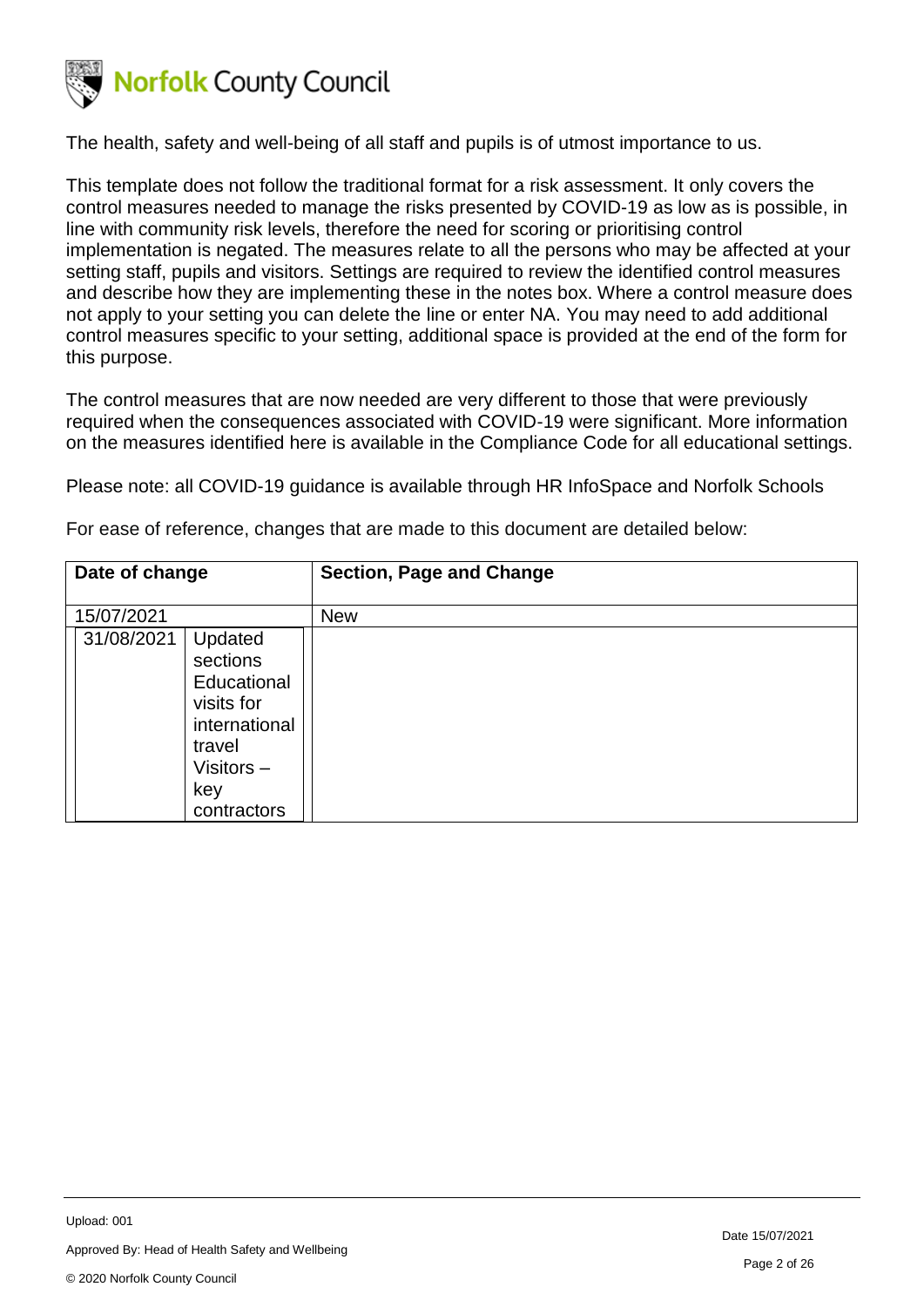The health, safety and well-being of all staff and pupils is of utmost importance to us.

This template does not follow the traditional format for a risk assessment. It only covers the control measures needed to manage the risks presented by COVID-19 as low as is possible, in line with community risk levels, therefore the need for scoring or prioritising control implementation is negated. The measures relate to all the persons who may be affected at your setting staff, pupils and visitors. Settings are required to review the identified control measures and describe how they are implementing these in the notes box. Where a control measure does not apply to your setting you can delete the line or enter NA. You may need to add additional control measures specific to your setting, additional space is provided at the end of the form for this purpose.

The control measures that are now needed are very different to those that were previously required when the consequences associated with COVID-19 were significant. More information on the measures identified here is available in the Compliance Code for all educational settings.

Please note: all COVID-19 guidance is available through HR InfoSpace and Norfolk Schools

For ease of reference, changes that are made to this document are detailed below:

| Date of change | Section, Page and Change |
|---|---|
| 15/07/2021 | New |
| 31/08/2021 | Updated sections Educational visits for international travel Visitors – key contractors |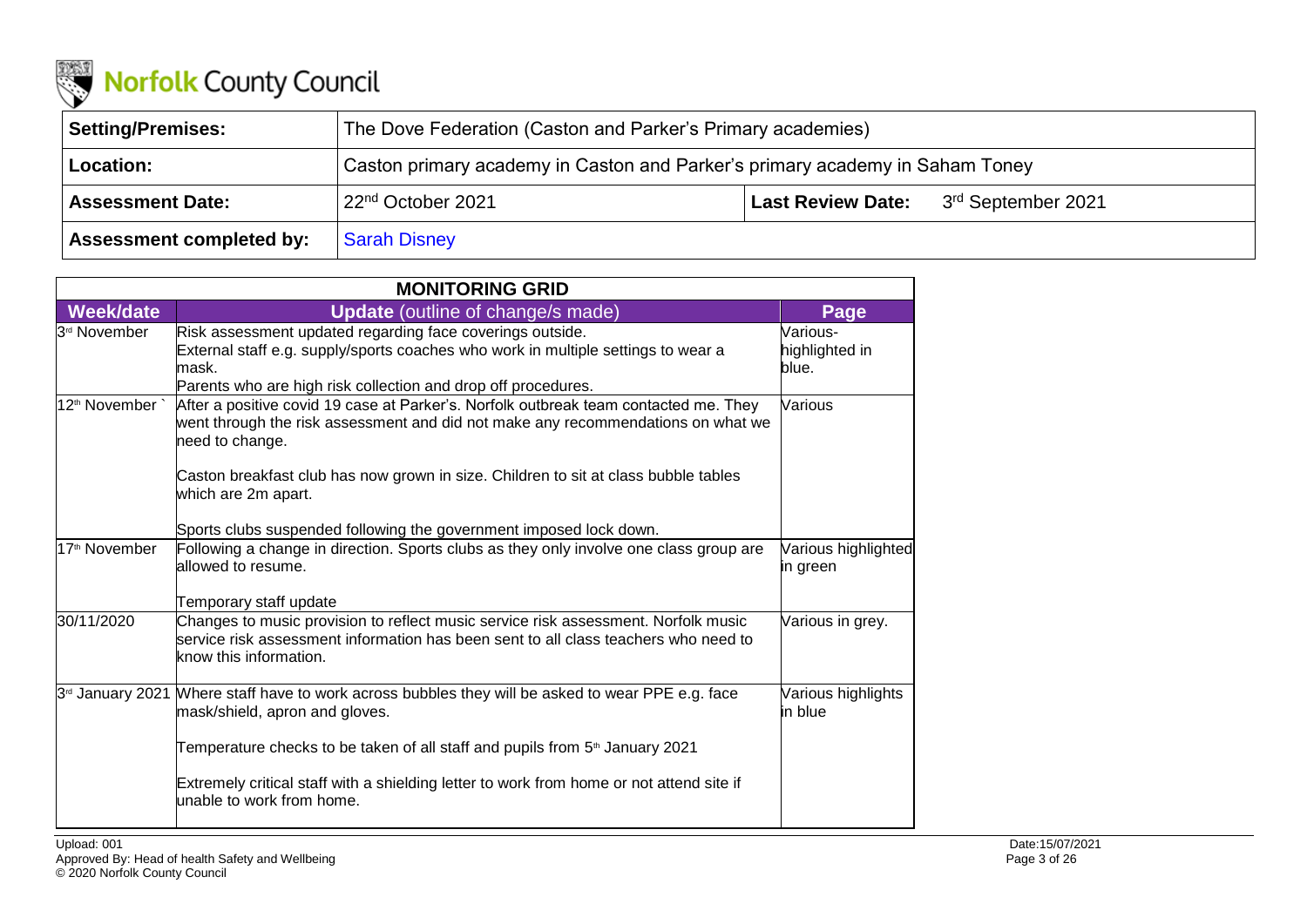Norfolk County Council

| Setting/Premises: | The Dove Federation (Caston and Parker's Primary academies) | | |
|---|---|---|---|
| Location: | Caston primary academy in Caston and Parker's primary academy in Saham Toney | | |
| Assessment Date: | 22nd October 2021 | Last Review Date: | 3rd September 2021 |
| Assessment completed by: | Sarah Disney | | |

| MONITORING GRID | | |
|---|---|---|
| **Week/date** | **Update** (outline of change/s made) | **Page** |
| 3rd November | Risk assessment updated regarding face coverings outside.<br>External staff e.g. supply/sports coaches who work in multiple settings to wear a mask.<br>Parents who are high risk collection and drop off procedures. | Various- highlighted in blue. |
| 12th November ` | After a positive covid 19 case at Parker's. Norfolk outbreak team contacted me. They went through the risk assessment and did not make any recommendations on what we need to change.<br><br>Caston breakfast club has now grown in size. Children to sit at class bubble tables which are 2m apart.<br><br>Sports clubs suspended following the government imposed lock down. | Various |
| 17th November | Following a change in direction. Sports clubs as they only involve one class group are allowed to resume.<br><br>Temporary staff update | Various highlighted in green |
| 30/11/2020 | Changes to music provision to reflect music service risk assessment. Norfolk music service risk assessment information has been sent to all class teachers who need to know this information. | Various in grey. |
| 3rd January 2021 | Where staff have to work across bubbles they will be asked to wear PPE e.g. face mask/shield, apron and gloves.<br><br>Temperature checks to be taken of all staff and pupils from 5th January 2021<br><br>Extremely critical staff with a shielding letter to work from home or not attend site if unable to work from home. | Various highlights in blue |

Upload: 001
Approved By: Head of health Safety and Wellbeing
© 2020 Norfolk County Council

Date:15/07/2021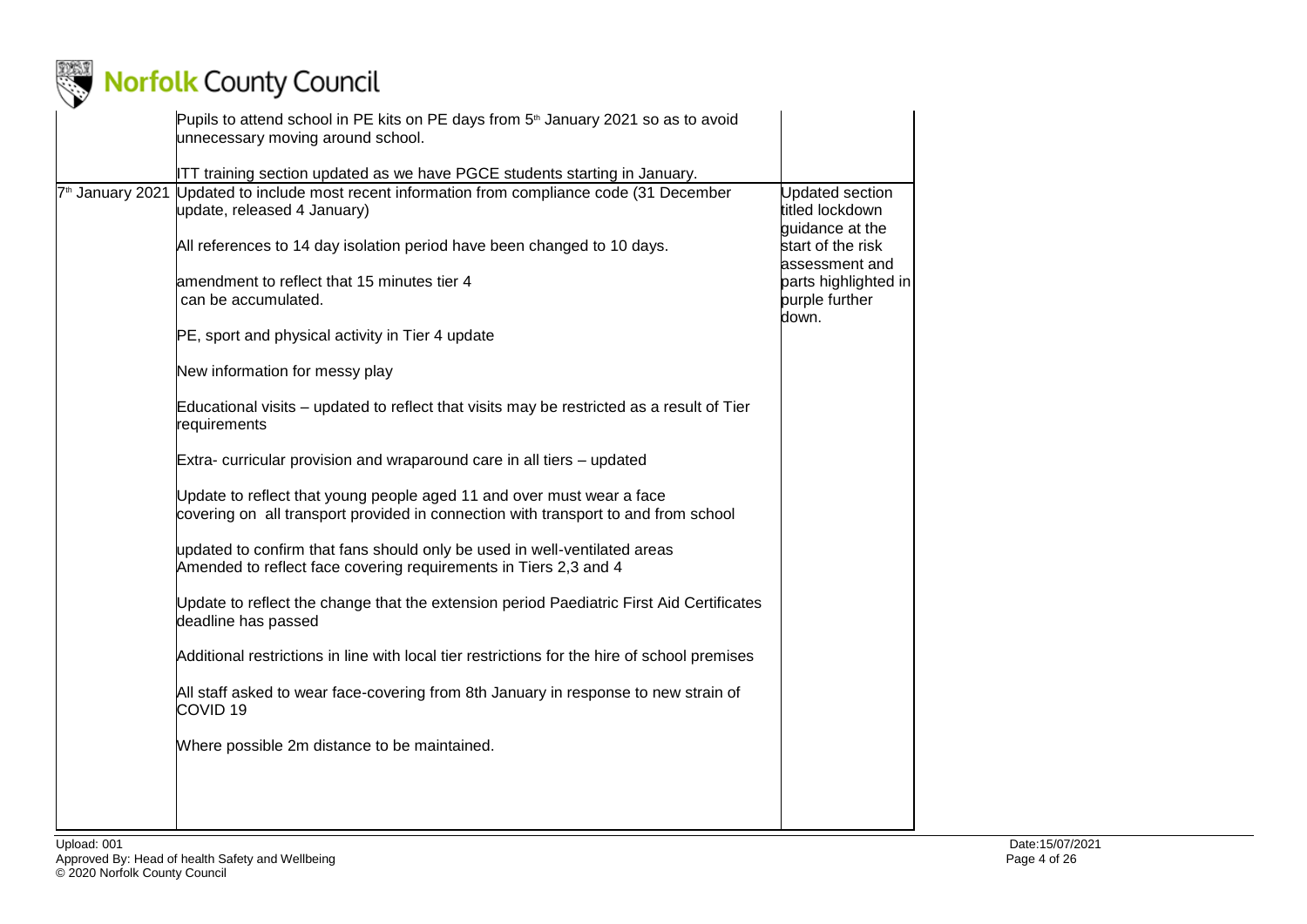| | | |
|---|---|---|
| | Pupils to attend school in PE kits on PE days from 5th January 2021 so as to avoid unnecessary moving around school.<br><br>ITT training section updated as we have PGCE students starting in January. | |
| 7th January 2021 | Updated to include most recent information from compliance code (31 December update, released 4 January)<br><br>All references to 14 day isolation period have been changed to 10 days.<br><br>amendment to reflect that 15 minutes tier 4 can be accumulated.<br><br>PE, sport and physical activity in Tier 4 update<br><br>New information for messy play<br><br>Educational visits – updated to reflect that visits may be restricted as a result of Tier requirements<br><br>Extra- curricular provision and wraparound care in all tiers – updated<br><br>Update to reflect that young people aged 11 and over must wear a face covering on all transport provided in connection with transport to and from school<br><br>updated to confirm that fans should only be used in well-ventilated areas<br>Amended to reflect face covering requirements in Tiers 2,3 and 4<br><br>Update to reflect the change that the extension period Paediatric First Aid Certificates deadline has passed<br><br>Additional restrictions in line with local tier restrictions for the hire of school premises<br><br>All staff asked to wear face-covering from 8th January in response to new strain of COVID 19<br><br>Where possible 2m distance to be maintained. | Updated section titled lockdown guidance at the start of the risk assessment and parts highlighted in purple further down. |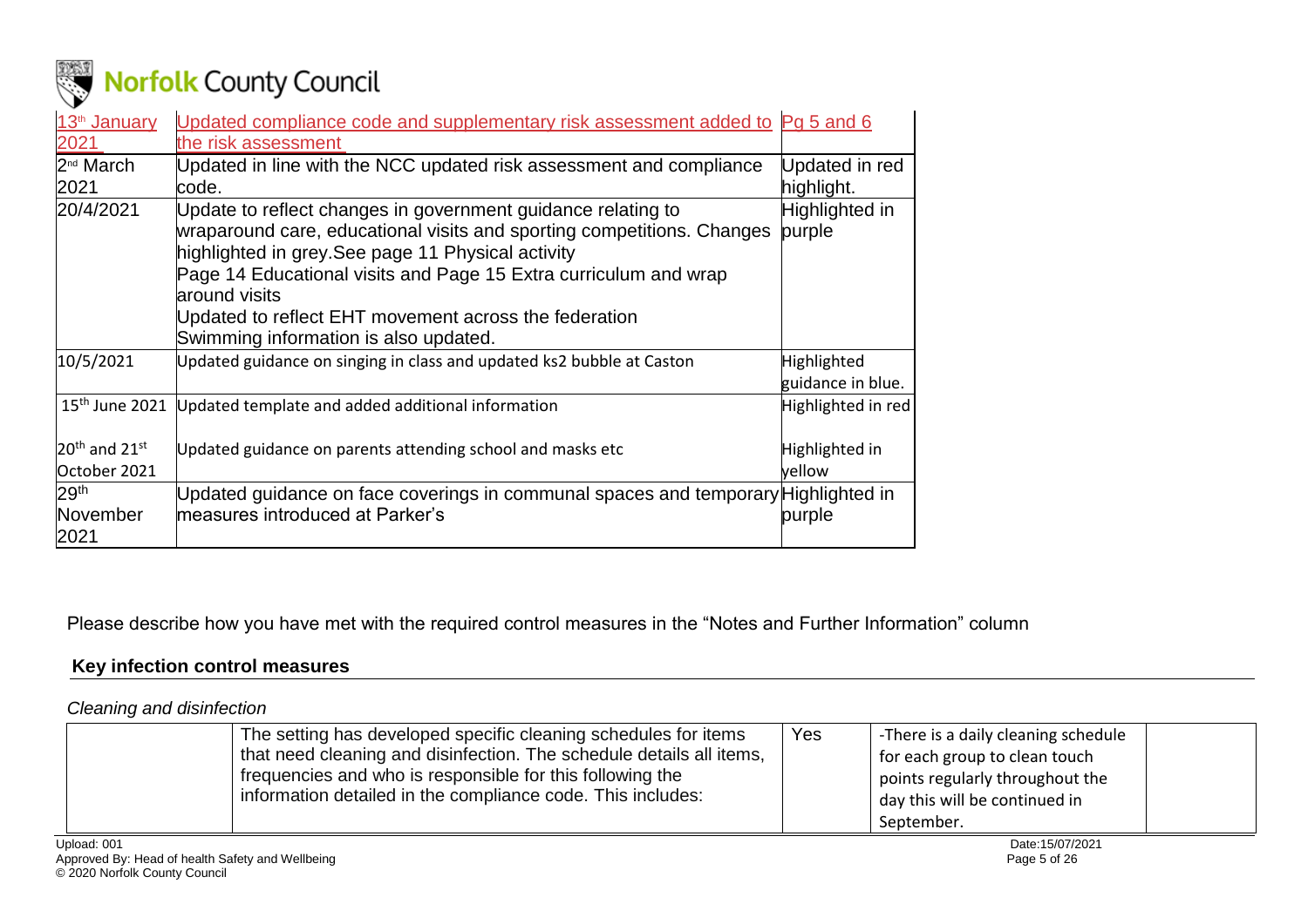| | | |
|---|---|---|
| 13th January 2021 | Updated compliance code and supplementary risk assessment added to the risk assessment | Pg 5 and 6 |
| 2nd March 2021 | Updated in line with the NCC updated risk assessment and compliance code. | Updated in red highlight. |
| 20/4/2021 | Update to reflect changes in government guidance relating to wraparound care, educational visits and sporting competitions. Changes highlighted in grey.See page 11 Physical activity<br>Page 14 Educational visits and Page 15 Extra curriculum and wrap around visits<br>Updated to reflect EHT movement across the federation<br>Swimming information is also updated. | Highlighted in purple |
| 10/5/2021 | Updated guidance on singing in class and updated ks2 bubble at Caston | Highlighted guidance in blue. |
| 15th June 2021 | Updated template and added additional information | Highlighted in red |
| 20th and 21st October 2021 | Updated guidance on parents attending school and masks etc | Highlighted in yellow |
| 29th November 2021 | Updated guidance on face coverings in communal spaces and temporary measures introduced at Parker's | Highlighted in purple |

Please describe how you have met with the required control measures in the "Notes and Further Information" column

## Key infection control measures

*Cleaning and disinfection*

| | | | | |
|---|---|---|---|---|
| | The setting has developed specific cleaning schedules for items that need cleaning and disinfection. The schedule details all items, frequencies and who is responsible for this following the information detailed in the compliance code. This includes: | Yes | -There is a daily cleaning schedule for each group to clean touch points regularly throughout the day this will be continued in September. | |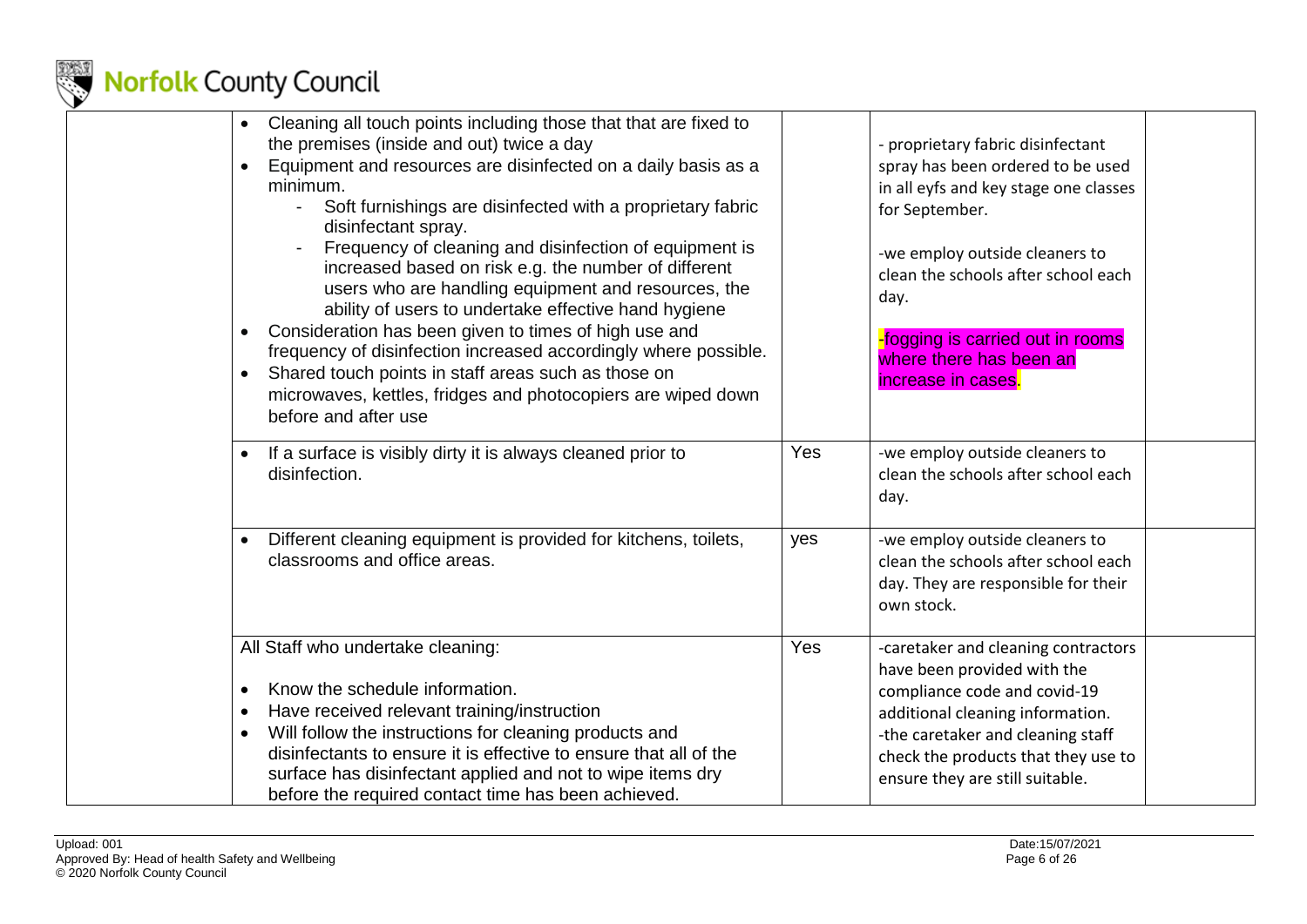| | | | | |
|---|---|---|---|---|
| | • Cleaning all touch points including those that that are fixed to the premises (inside and out) twice a day<br>• Equipment and resources are disinfected on a daily basis as a minimum.<br>- Soft furnishings are disinfected with a proprietary fabric disinfectant spray.<br>- Frequency of cleaning and disinfection of equipment is increased based on risk e.g. the number of different users who are handling equipment and resources, the ability of users to undertake effective hand hygiene<br>• Consideration has been given to times of high use and frequency of disinfection increased accordingly where possible.<br>• Shared touch points in staff areas such as those on microwaves, kettles, fridges and photocopiers are wiped down before and after use | | - proprietary fabric disinfectant spray has been ordered to be used in all eyfs and key stage one classes for September.<br><br>-we employ outside cleaners to clean the schools after school each day.<br><br>-fogging is carried out in rooms where there has been an increase in cases. | |
| | • If a surface is visibly dirty it is always cleaned prior to disinfection. | Yes | -we employ outside cleaners to clean the schools after school each day. | |
| | • Different cleaning equipment is provided for kitchens, toilets, classrooms and office areas. | yes | -we employ outside cleaners to clean the schools after school each day. They are responsible for their own stock. | |
| | All Staff who undertake cleaning:<br><br>• Know the schedule information.<br>• Have received relevant training/instruction<br>• Will follow the instructions for cleaning products and disinfectants to ensure it is effective to ensure that all of the surface has disinfectant applied and not to wipe items dry before the required contact time has been achieved. | Yes | -caretaker and cleaning contractors have been provided with the compliance code and covid-19 additional cleaning information.<br>-the caretaker and cleaning staff check the products that they use to ensure they are still suitable. | |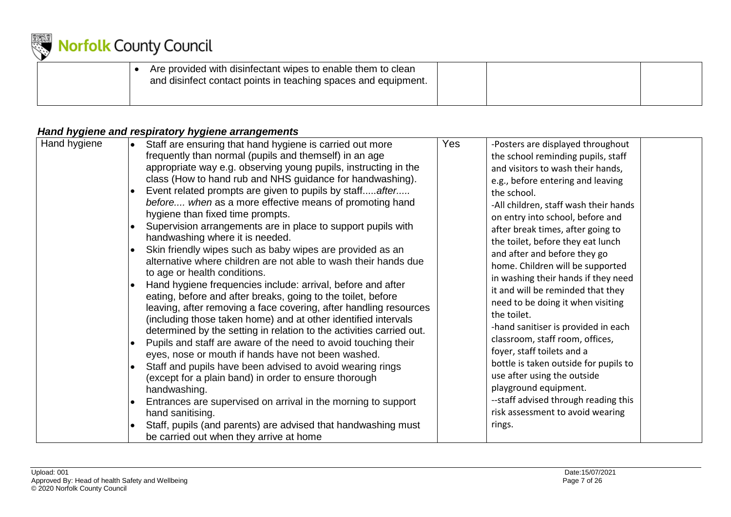| | Are provided with disinfectant wipes to enable them to clean and disinfect contact points in teaching spaces and equipment. | | | |
|---|---|---|---|---|

### *Hand hygiene and respiratory hygiene arrangements*

| Hand hygiene | • Staff are ensuring that hand hygiene is carried out more frequently than normal (pupils and themself) in an age appropriate way e.g. observing young pupils, instructing in the class (How to hand rub and NHS guidance for handwashing).<br>• Event related prompts are given to pupils by staff.....*after..... before.... when* as a more effective means of promoting hand hygiene than fixed time prompts.<br>• Supervision arrangements are in place to support pupils with handwashing where it is needed.<br>• Skin friendly wipes such as baby wipes are provided as an alternative where children are not able to wash their hands due to age or health conditions.<br>• Hand hygiene frequencies include: arrival, before and after eating, before and after breaks, going to the toilet, before leaving, after removing a face covering, after handling resources (including those taken home) and at other identified intervals determined by the setting in relation to the activities carried out.<br>• Pupils and staff are aware of the need to avoid touching their eyes, nose or mouth if hands have not been washed.<br>• Staff and pupils have been advised to avoid wearing rings (except for a plain band) in order to ensure thorough handwashing.<br>• Entrances are supervised on arrival in the morning to support hand sanitising.<br>• Staff, pupils (and parents) are advised that handwashing must be carried out when they arrive at home | Yes | -Posters are displayed throughout the school reminding pupils, staff and visitors to wash their hands, e.g., before entering and leaving the school.<br>-All children, staff wash their hands on entry into school, before and after break times, after going to the toilet, before they eat lunch and after and before they go home. Children will be supported in washing their hands if they need it and will be reminded that they need to be doing it when visiting the toilet.<br>-hand sanitiser is provided in each classroom, staff room, offices, foyer, staff toilets and a bottle is taken outside for pupils to use after using the outside playground equipment.<br>--staff advised through reading this risk assessment to avoid wearing rings. | |
|---|---|---|---|---|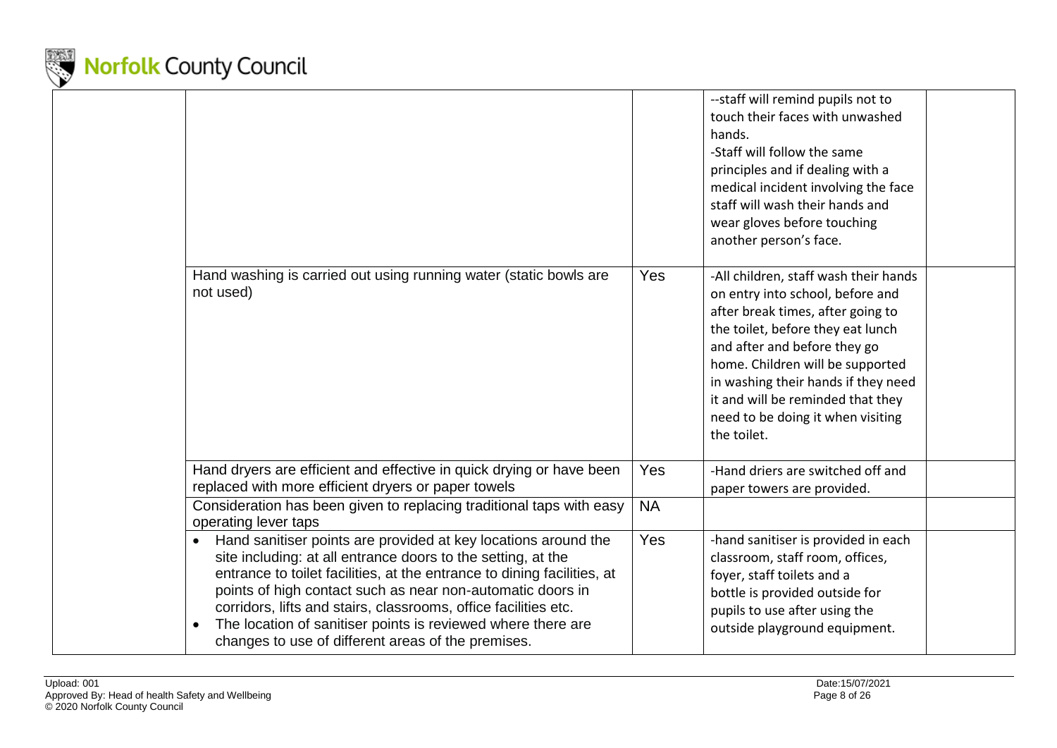| | | | | |
|---|---|---|---|---|
| | | | --staff will remind pupils not to touch their faces with unwashed hands.<br>-Staff will follow the same principles and if dealing with a medical incident involving the face staff will wash their hands and wear gloves before touching another person's face. | |
| | Hand washing is carried out using running water (static bowls are not used) | Yes | -All children, staff wash their hands on entry into school, before and after break times, after going to the toilet, before they eat lunch and after and before they go home. Children will be supported in washing their hands if they need it and will be reminded that they need to be doing it when visiting the toilet. | |
| | Hand dryers are efficient and effective in quick drying or have been replaced with more efficient dryers or paper towels | Yes | -Hand driers are switched off and paper towers are provided. | |
| | Consideration has been given to replacing traditional taps with easy operating lever taps | NA | | |
| | • Hand sanitiser points are provided at key locations around the site including: at all entrance doors to the setting, at the entrance to toilet facilities, at the entrance to dining facilities, at points of high contact such as near non-automatic doors in corridors, lifts and stairs, classrooms, office facilities etc.<br>• The location of sanitiser points is reviewed where there are changes to use of different areas of the premises. | Yes | -hand sanitiser is provided in each classroom, staff room, offices, foyer, staff toilets and a bottle is provided outside for pupils to use after using the outside playground equipment. | |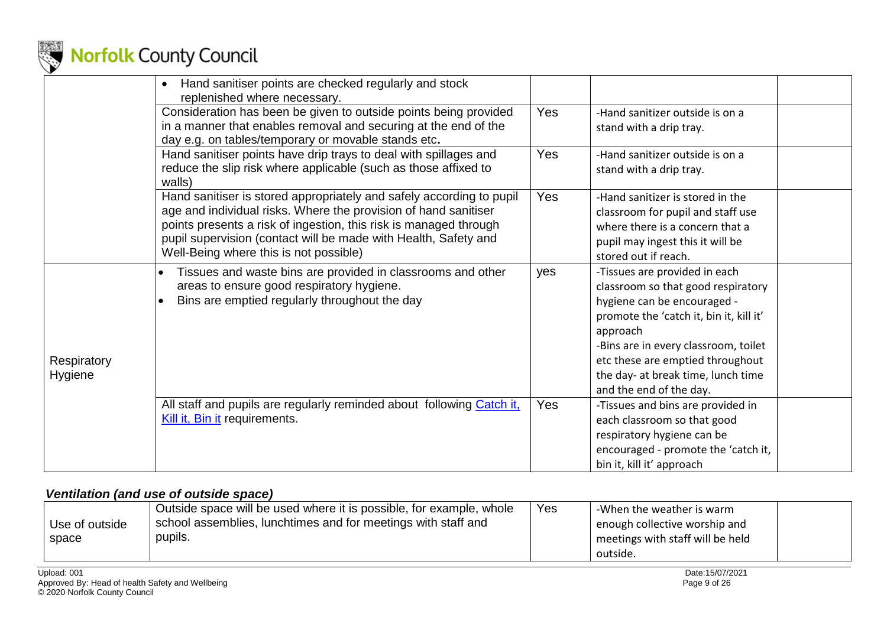| | | | | |
|---|---|---|---|---|
| | • Hand sanitiser points are checked regularly and stock replenished where necessary. | | | |
| | Consideration has been be given to outside points being provided in a manner that enables removal and securing at the end of the day e.g. on tables/temporary or movable stands etc**.** | Yes | -Hand sanitizer outside is on a stand with a drip tray. | |
| | Hand sanitiser points have drip trays to deal with spillages and reduce the slip risk where applicable (such as those affixed to walls) | Yes | -Hand sanitizer outside is on a stand with a drip tray. | |
| | Hand sanitiser is stored appropriately and safely according to pupil age and individual risks. Where the provision of hand sanitiser points presents a risk of ingestion, this risk is managed through pupil supervision (contact will be made with Health, Safety and Well-Being where this is not possible) | Yes | -Hand sanitizer is stored in the classroom for pupil and staff use where there is a concern that a pupil may ingest this it will be stored out if reach. | |
| Respiratory Hygiene | • Tissues and waste bins are provided in classrooms and other areas to ensure good respiratory hygiene.<br>• Bins are emptied regularly throughout the day | yes | -Tissues are provided in each classroom so that good respiratory hygiene can be encouraged - promote the 'catch it, bin it, kill it' approach<br>-Bins are in every classroom, toilet etc these are emptied throughout the day- at break time, lunch time and the end of the day. | |
| | All staff and pupils are regularly reminded about following [Catch it, Kill it, Bin it]() requirements. | Yes | -Tissues and bins are provided in each classroom so that good respiratory hygiene can be encouraged - promote the 'catch it, bin it, kill it' approach | |

### *Ventilation (and use of outside space)*

| | | | | |
|---|---|---|---|---|
| Use of outside space | Outside space will be used where it is possible, for example, whole school assemblies, lunchtimes and for meetings with staff and pupils. | Yes | -When the weather is warm enough collective worship and meetings with staff will be held outside. | |

Upload: 001
Approved By: Head of health Safety and Wellbeing
© 2020 Norfolk County Council
Date:15/07/2021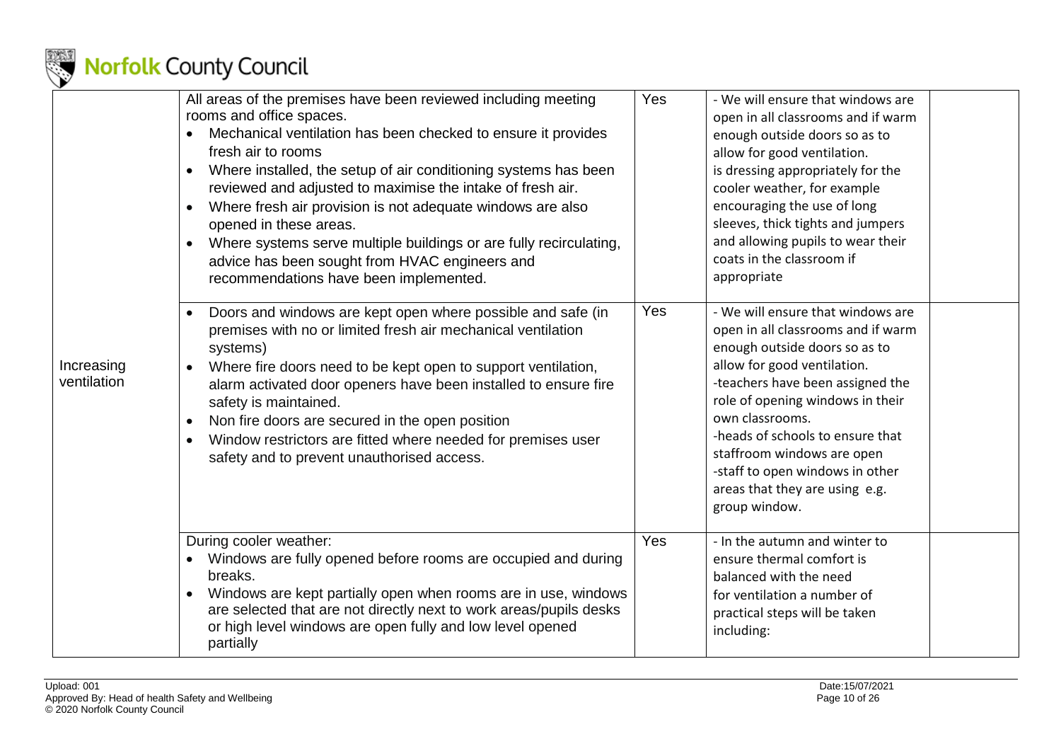| | | | | |
|---|---|---|---|---|
| Increasing ventilation | All areas of the premises have been reviewed including meeting rooms and office spaces.<br>• Mechanical ventilation has been checked to ensure it provides fresh air to rooms<br>• Where installed, the setup of air conditioning systems has been reviewed and adjusted to maximise the intake of fresh air.<br>• Where fresh air provision is not adequate windows are also opened in these areas.<br>• Where systems serve multiple buildings or are fully recirculating, advice has been sought from HVAC engineers and recommendations have been implemented. | Yes | - We will ensure that windows are open in all classrooms and if warm enough outside doors so as to allow for good ventilation.<br>is dressing appropriately for the cooler weather, for example encouraging the use of long sleeves, thick tights and jumpers and allowing pupils to wear their coats in the classroom if appropriate | |
| | • Doors and windows are kept open where possible and safe (in premises with no or limited fresh air mechanical ventilation systems)<br>• Where fire doors need to be kept open to support ventilation, alarm activated door openers have been installed to ensure fire safety is maintained.<br>• Non fire doors are secured in the open position<br>• Window restrictors are fitted where needed for premises user safety and to prevent unauthorised access. | Yes | - We will ensure that windows are open in all classrooms and if warm enough outside doors so as to allow for good ventilation.<br>-teachers have been assigned the role of opening windows in their own classrooms.<br>-heads of schools to ensure that staffroom windows are open<br>-staff to open windows in other areas that they are using e.g. group window. | |
| | During cooler weather:<br>• Windows are fully opened before rooms are occupied and during breaks.<br>• Windows are kept partially open when rooms are in use, windows are selected that are not directly next to work areas/pupils desks or high level windows are open fully and low level opened partially | Yes | - In the autumn and winter to ensure thermal comfort is balanced with the need for ventilation a number of practical steps will be taken including: | |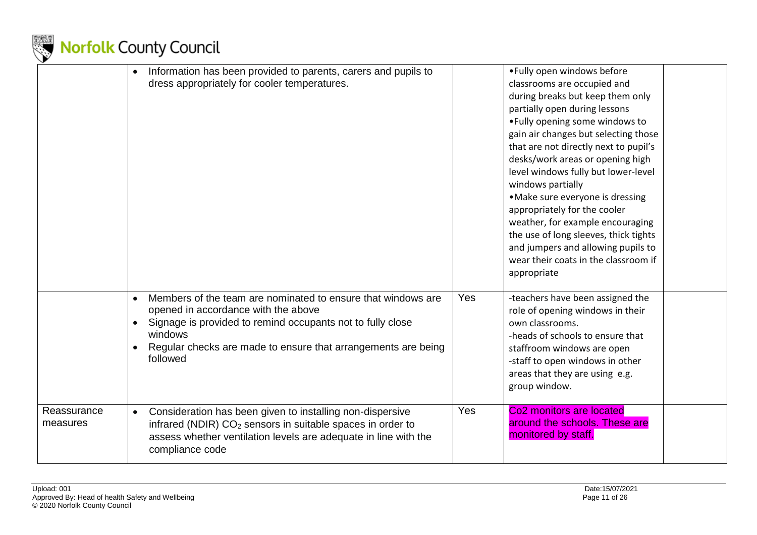| | | | | |
|---|---|---|---|---|
| | • Information has been provided to parents, carers and pupils to dress appropriately for cooler temperatures. | | •Fully open windows before classrooms are occupied and during breaks but keep them only partially open during lessons<br>•Fully opening some windows to gain air changes but selecting those that are not directly next to pupil's desks/work areas or opening high level windows fully but lower-level windows partially<br>•Make sure everyone is dressing appropriately for the cooler weather, for example encouraging the use of long sleeves, thick tights and jumpers and allowing pupils to wear their coats in the classroom if appropriate | |
| | • Members of the team are nominated to ensure that windows are opened in accordance with the above<br>• Signage is provided to remind occupants not to fully close windows<br>• Regular checks are made to ensure that arrangements are being followed | Yes | -teachers have been assigned the role of opening windows in their own classrooms.<br>-heads of schools to ensure that staffroom windows are open<br>-staff to open windows in other areas that they are using e.g. group window. | |
| Reassurance measures | • Consideration has been given to installing non-dispersive infrared (NDIR) $CO_2$ sensors in suitable spaces in order to assess whether ventilation levels are adequate in line with the compliance code | Yes | Co2 monitors are located around the schools. These are monitored by staff. | |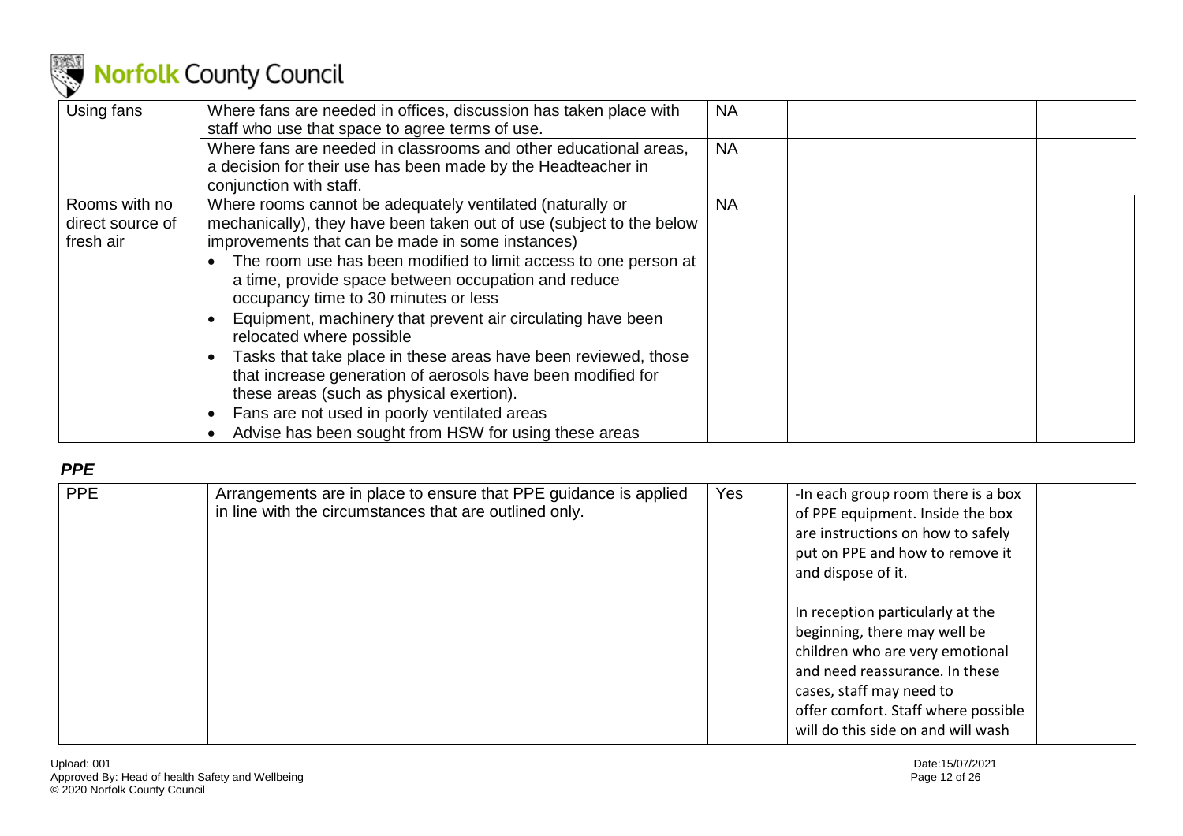| Using fans | Where fans are needed in offices, discussion has taken place with staff who use that space to agree terms of use. | NA | | |
|---|---|---|---|---|
| | Where fans are needed in classrooms and other educational areas, a decision for their use has been made by the Headteacher in conjunction with staff. | NA | | |
| Rooms with no direct source of fresh air | Where rooms cannot be adequately ventilated (naturally or mechanically), they have been taken out of use (subject to the below improvements that can be made in some instances)<br>• The room use has been modified to limit access to one person at a time, provide space between occupation and reduce occupancy time to 30 minutes or less<br>• Equipment, machinery that prevent air circulating have been relocated where possible<br>• Tasks that take place in these areas have been reviewed, those that increase generation of aerosols have been modified for these areas (such as physical exertion).<br>• Fans are not used in poorly ventilated areas<br>• Advise has been sought from HSW for using these areas | NA | | |

### *PPE*

| PPE | Arrangements are in place to ensure that PPE guidance is applied in line with the circumstances that are outlined only. | Yes | -In each group room there is a box of PPE equipment. Inside the box are instructions on how to safely put on PPE and how to remove it and dispose of it.<br><br>In reception particularly at the beginning, there may well be children who are very emotional and need reassurance. In these cases, staff may need to offer comfort. Staff where possible will do this side on and will wash | |
|---|---|---|---|---|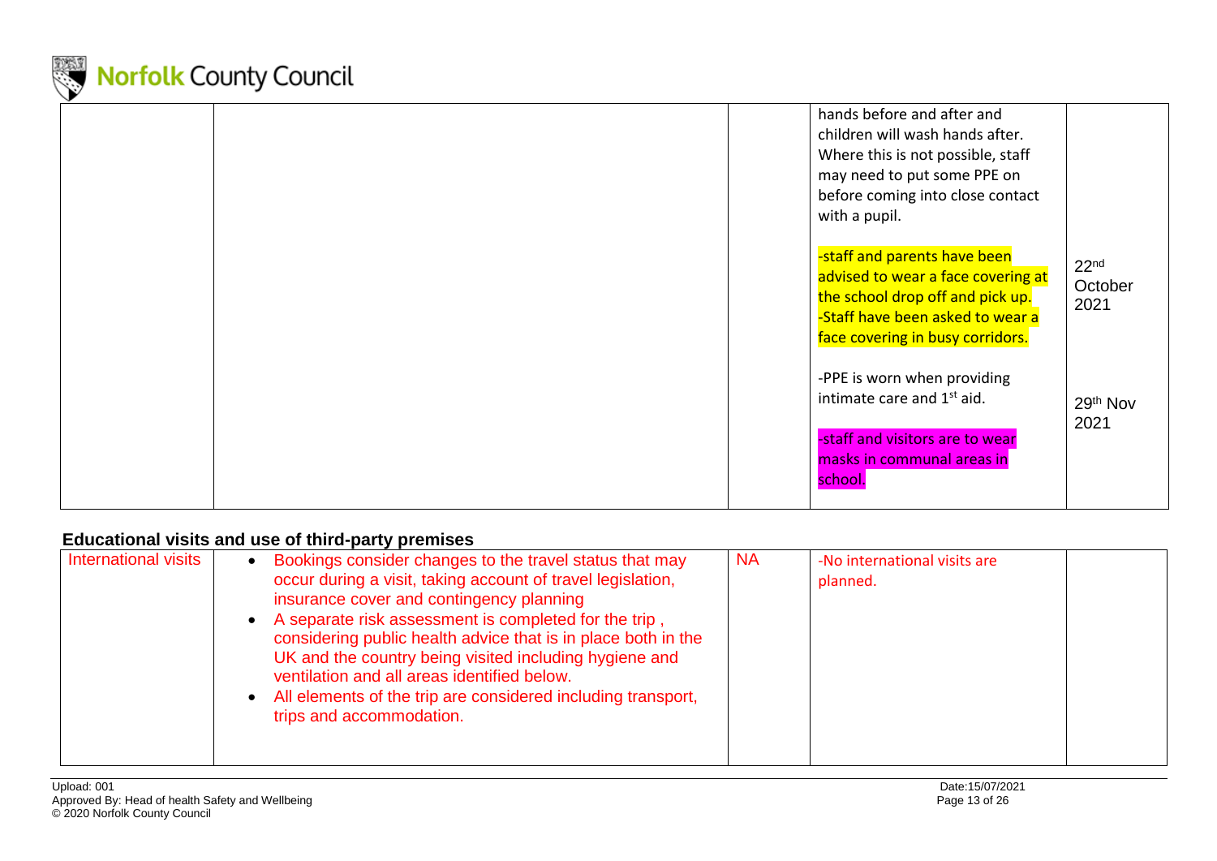| | | | | |
|---|---|---|---|---|
| | | | hands before and after and children will wash hands after. Where this is not possible, staff may need to put some PPE on before coming into close contact with a pupil.<br><br>-staff and parents have been advised to wear a face covering at the school drop off and pick up.<br>-Staff have been asked to wear a face covering in busy corridors.<br><br>-PPE is worn when providing intimate care and 1st aid.<br><br>-staff and visitors are to wear masks in communal areas in school. | 22nd October 2021<br><br><br>29th Nov 2021 |

### Educational visits and use of third-party premises

| | | | | |
|---|---|---|---|---|
| International visits | • Bookings consider changes to the travel status that may occur during a visit, taking account of travel legislation, insurance cover and contingency planning<br>• A separate risk assessment is completed for the trip , considering public health advice that is in place both in the UK and the country being visited including hygiene and ventilation and all areas identified below.<br>• All elements of the trip are considered including transport, trips and accommodation. | NA | -No international visits are planned. | |

Upload: 001
Approved By: Head of health Safety and Wellbeing
© 2020 Norfolk County Council
Date:15/07/2021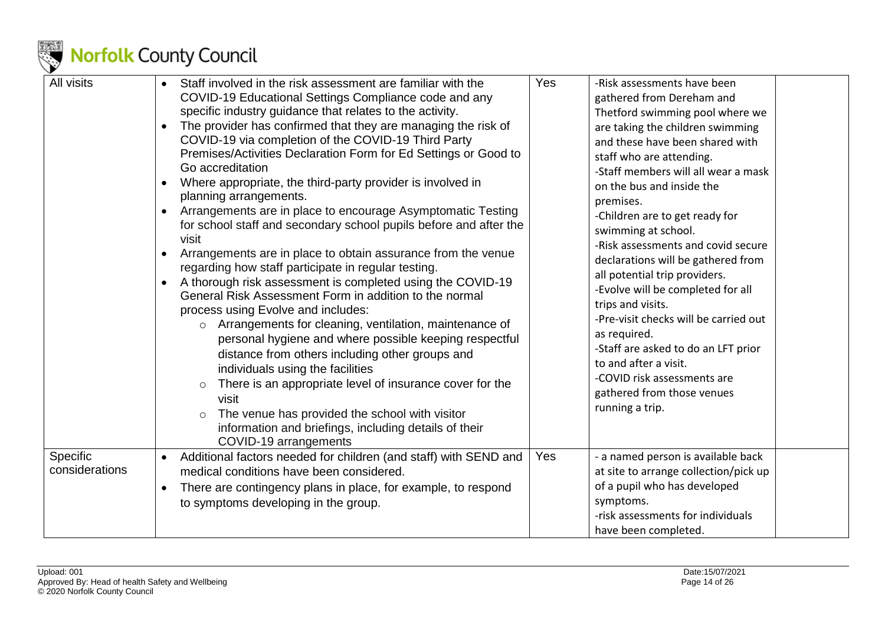| All visits | • Staff involved in the risk assessment are familiar with the COVID-19 Educational Settings Compliance code and any specific industry guidance that relates to the activity.<br>• The provider has confirmed that they are managing the risk of COVID-19 via completion of the COVID-19 Third Party Premises/Activities Declaration Form for Ed Settings or Good to Go accreditation<br>• Where appropriate, the third-party provider is involved in planning arrangements.<br>• Arrangements are in place to encourage Asymptomatic Testing for school staff and secondary school pupils before and after the visit<br>• Arrangements are in place to obtain assurance from the venue regarding how staff participate in regular testing.<br>• A thorough risk assessment is completed using the COVID-19 General Risk Assessment Form in addition to the normal process using Evolve and includes:<br>&nbsp;&nbsp;○ Arrangements for cleaning, ventilation, maintenance of personal hygiene and where possible keeping respectful distance from others including other groups and individuals using the facilities<br>&nbsp;&nbsp;○ There is an appropriate level of insurance cover for the visit<br>&nbsp;&nbsp;○ The venue has provided the school with visitor information and briefings, including details of their COVID-19 arrangements | Yes | -Risk assessments have been gathered from Dereham and Thetford swimming pool where we are taking the children swimming and these have been shared with staff who are attending.<br>-Staff members will all wear a mask on the bus and inside the premises.<br>-Children are to get ready for swimming at school.<br>-Risk assessments and covid secure declarations will be gathered from all potential trip providers.<br>-Evolve will be completed for all trips and visits.<br>-Pre-visit checks will be carried out as required.<br>-Staff are asked to do an LFT prior to and after a visit.<br>-COVID risk assessments are gathered from those venues running a trip. | |
|---|---|---|---|---|
| Specific considerations | • Additional factors needed for children (and staff) with SEND and medical conditions have been considered.<br>• There are contingency plans in place, for example, to respond to symptoms developing in the group. | Yes | - a named person is available back at site to arrange collection/pick up of a pupil who has developed symptoms.<br>-risk assessments for individuals have been completed. | |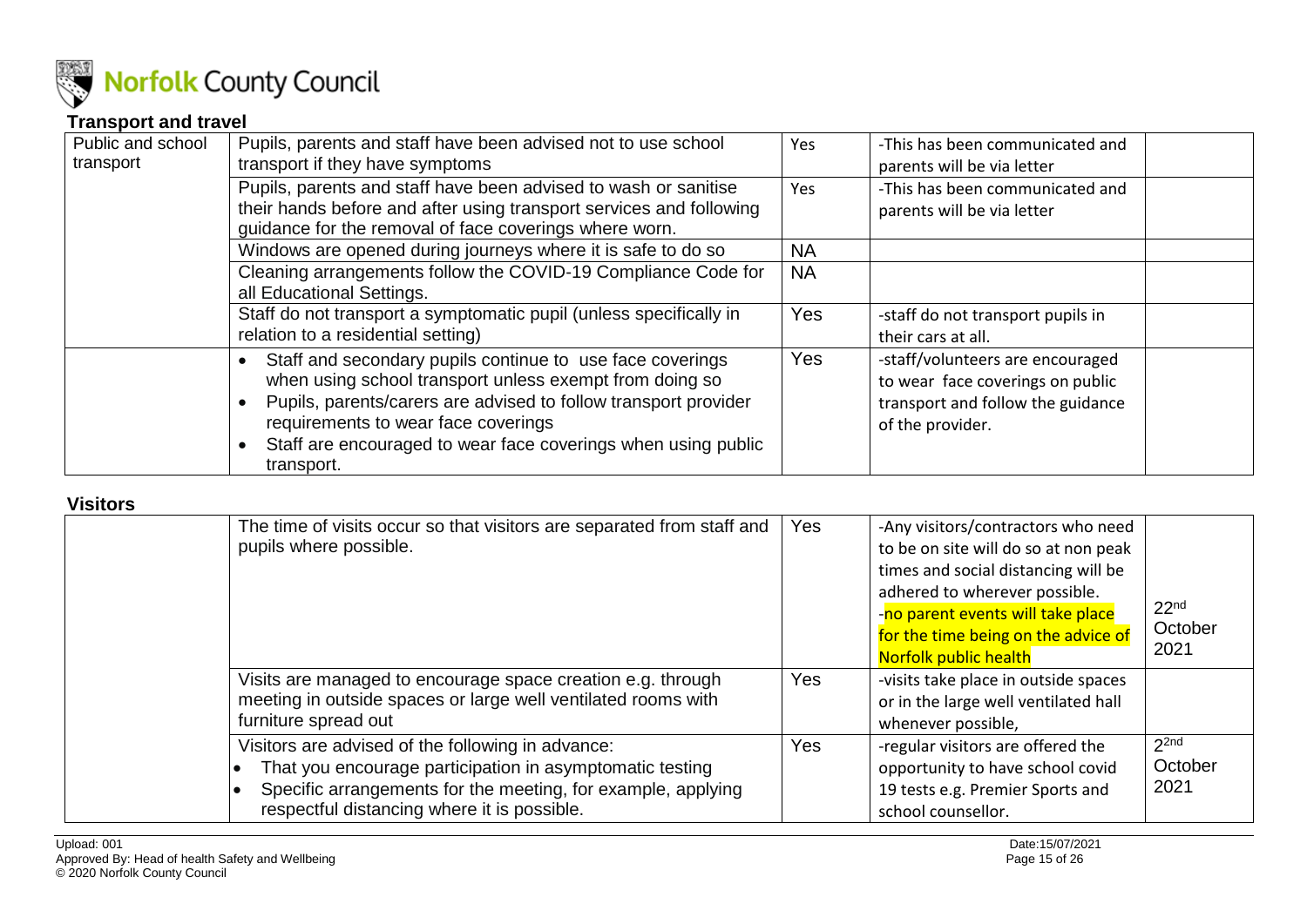## Transport and travel

| | | | | |
|---|---|---|---|---|
| Public and school transport | Pupils, parents and staff have been advised not to use school transport if they have symptoms | Yes | -This has been communicated and parents will be via letter | |
| | Pupils, parents and staff have been advised to wash or sanitise their hands before and after using transport services and following guidance for the removal of face coverings where worn. | Yes | -This has been communicated and parents will be via letter | |
| | Windows are opened during journeys where it is safe to do so | NA | | |
| | Cleaning arrangements follow the COVID-19 Compliance Code for all Educational Settings. | NA | | |
| | Staff do not transport a symptomatic pupil (unless specifically in relation to a residential setting) | Yes | -staff do not transport pupils in their cars at all. | |
| | • Staff and secondary pupils continue to use face coverings when using school transport unless exempt from doing so<br>• Pupils, parents/carers are advised to follow transport provider requirements to wear face coverings<br>• Staff are encouraged to wear face coverings when using public transport. | Yes | -staff/volunteers are encouraged to wear face coverings on public transport and follow the guidance of the provider. | |

## Visitors

| | | | | |
|---|---|---|---|---|
| | The time of visits occur so that visitors are separated from staff and pupils where possible. | Yes | -Any visitors/contractors who need to be on site will do so at non peak times and social distancing will be adhered to wherever possible.<br>-no parent events will take place for the time being on the advice of Norfolk public health | 22nd October 2021 |
| | Visits are managed to encourage space creation e.g. through meeting in outside spaces or large well ventilated rooms with furniture spread out | Yes | -visits take place in outside spaces or in the large well ventilated hall whenever possible, | |
| | Visitors are advised of the following in advance:<br>• That you encourage participation in asymptomatic testing<br>• Specific arrangements for the meeting, for example, applying respectful distancing where it is possible. | Yes | -regular visitors are offered the opportunity to have school covid 19 tests e.g. Premier Sports and school counsellor. | 2nd October 2021 |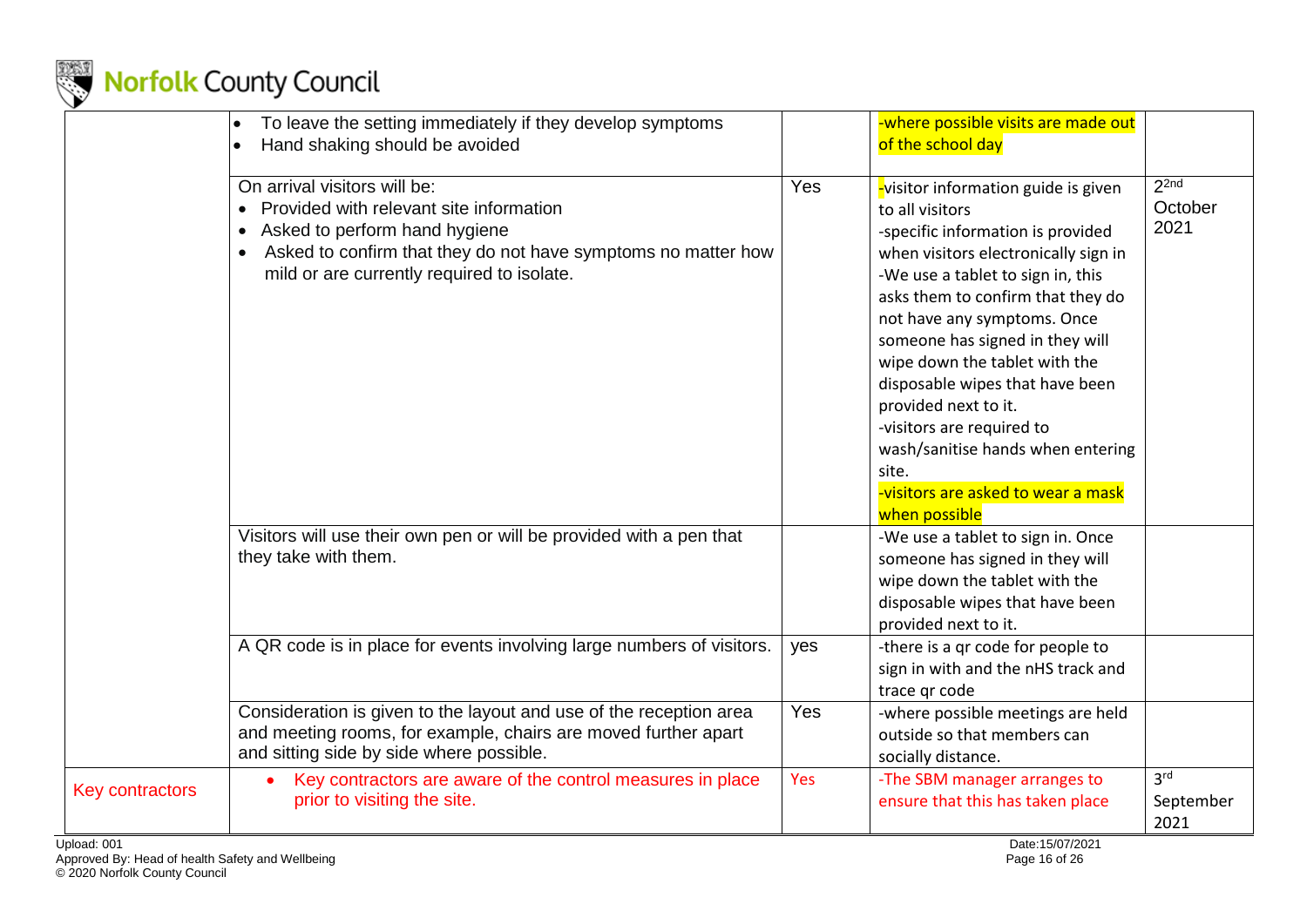| | | | | |
|---|---|---|---|---|
| | • To leave the setting immediately if they develop symptoms<br>• Hand shaking should be avoided | | -where possible visits are made out of the school day | |
| | On arrival visitors will be:<br>• Provided with relevant site information<br>• Asked to perform hand hygiene<br>• Asked to confirm that they do not have symptoms no matter how mild or are currently required to isolate. | Yes | -visitor information guide is given to all visitors<br>-specific information is provided when visitors electronically sign in<br>-We use a tablet to sign in, this asks them to confirm that they do not have any symptoms. Once someone has signed in they will wipe down the tablet with the disposable wipes that have been provided next to it.<br>-visitors are required to wash/sanitise hands when entering site.<br>-visitors are asked to wear a mask when possible | 2nd October 2021 |
| | Visitors will use their own pen or will be provided with a pen that they take with them. | | -We use a tablet to sign in. Once someone has signed in they will wipe down the tablet with the disposable wipes that have been provided next to it. | |
| | A QR code is in place for events involving large numbers of visitors. | yes | -there is a qr code for people to sign in with and the nHS track and trace qr code | |
| | Consideration is given to the layout and use of the reception area and meeting rooms, for example, chairs are moved further apart and sitting side by side where possible. | Yes | -where possible meetings are held outside so that members can socially distance. | |
| Key contractors | • Key contractors are aware of the control measures in place prior to visiting the site. | Yes | -The SBM manager arranges to ensure that this has taken place | 3rd September 2021 |

Upload: 001
Approved By: Head of health Safety and Wellbeing
© 2020 Norfolk County Council

Date:15/07/2021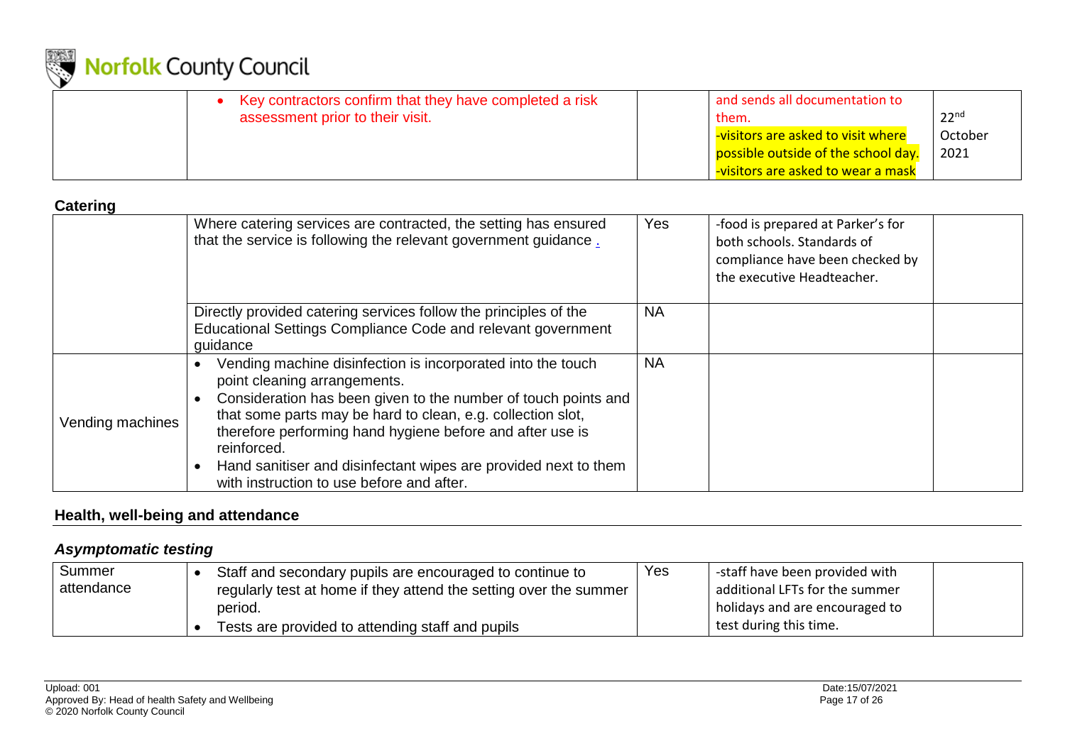| | • Key contractors confirm that they have completed a risk assessment prior to their visit. | | and sends all documentation to them.<br>-visitors are asked to visit where possible outside of the school day.<br>-visitors are asked to wear a mask | 22nd October 2021 |
|---|---|---|---|---|

### Catering

| | | | | |
|---|---|---|---|---|
| | Where catering services are contracted, the setting has ensured that the service is following the relevant government guidance . | Yes | -food is prepared at Parker's for both schools. Standards of compliance have been checked by the executive Headteacher. | |
| | Directly provided catering services follow the principles of the Educational Settings Compliance Code and relevant government guidance | NA | | |
| Vending machines | • Vending machine disinfection is incorporated into the touch point cleaning arrangements.<br>• Consideration has been given to the number of touch points and that some parts may be hard to clean, e.g. collection slot, therefore performing hand hygiene before and after use is reinforced.<br>• Hand sanitiser and disinfectant wipes are provided next to them with instruction to use before and after. | NA | | |

### Health, well-being and attendance

#### *Asymptomatic testing*

| | | | | |
|---|---|---|---|---|
| Summer attendance | • Staff and secondary pupils are encouraged to continue to regularly test at home if they attend the setting over the summer period.<br>• Tests are provided to attending staff and pupils | Yes | -staff have been provided with additional LFTs for the summer holidays and are encouraged to test during this time. | |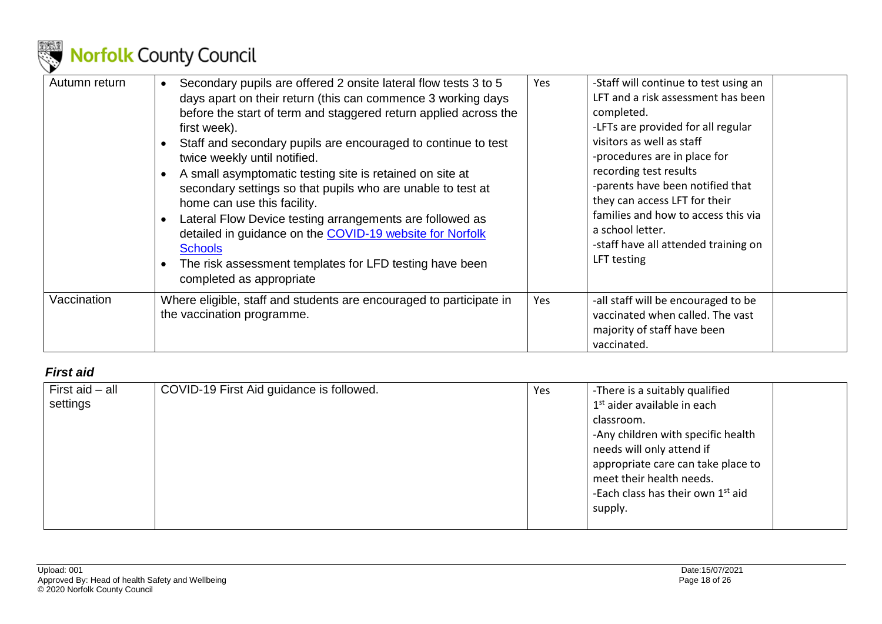| Autumn return | • Secondary pupils are offered 2 onsite lateral flow tests 3 to 5 days apart on their return (this can commence 3 working days before the start of term and staggered return applied across the first week).<br>• Staff and secondary pupils are encouraged to continue to test twice weekly until notified.<br>• A small asymptomatic testing site is retained on site at secondary settings so that pupils who are unable to test at home can use this facility.<br>• Lateral Flow Device testing arrangements are followed as detailed in guidance on the COVID-19 website for Norfolk Schools<br>• The risk assessment templates for LFD testing have been completed as appropriate | Yes | -Staff will continue to test using an LFT and a risk assessment has been completed.<br>-LFTs are provided for all regular visitors as well as staff<br>-procedures are in place for recording test results<br>-parents have been notified that they can access LFT for their families and how to access this via a school letter.<br>-staff have all attended training on LFT testing | |
|---|---|---|---|---|
| Vaccination | Where eligible, staff and students are encouraged to participate in the vaccination programme. | Yes | -all staff will be encouraged to be vaccinated when called. The vast majority of staff have been vaccinated. | |

### *First aid*

| First aid – all settings | COVID-19 First Aid guidance is followed. | Yes | -There is a suitably qualified 1st aider available in each classroom.<br>-Any children with specific health needs will only attend if appropriate care can take place to meet their health needs.<br>-Each class has their own 1st aid supply. | |
|---|---|---|---|---|

Upload: 001
Approved By: Head of health Safety and Wellbeing
© 2020 Norfolk County Council

Date:15/07/2021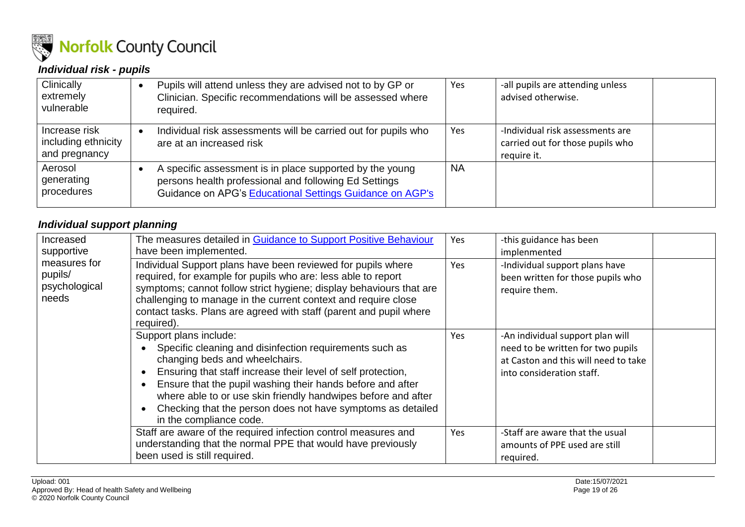### *Individual risk - pupils*

| Clinically extremely vulnerable | • Pupils will attend unless they are advised not to by GP or Clinician. Specific recommendations will be assessed where required. | Yes | -all pupils are attending unless advised otherwise. | |
|---|---|---|---|---|
| Increase risk including ethnicity and pregnancy | • Individual risk assessments will be carried out for pupils who are at an increased risk | Yes | -Individual risk assessments are carried out for those pupils who require it. | |
| Aerosol generating procedures | • A specific assessment is in place supported by the young persons health professional and following Ed Settings Guidance on APG's [Educational Settings Guidance on AGP's]() | NA | | |

### *Individual support planning*

| Increased supportive measures for pupils/ psychological needs | The measures detailed in [Guidance to Support Positive Behaviour]() have been implemented. | Yes | -this guidance has been implenmented | |
|---|---|---|---|---|
| | Individual Support plans have been reviewed for pupils where required, for example for pupils who are: less able to report symptoms; cannot follow strict hygiene; display behaviours that are challenging to manage in the current context and require close contact tasks. Plans are agreed with staff (parent and pupil where required). | Yes | -Individual support plans have been written for those pupils who require them. | |
| | Support plans include:<br>• Specific cleaning and disinfection requirements such as changing beds and wheelchairs.<br>• Ensuring that staff increase their level of self protection,<br>• Ensure that the pupil washing their hands before and after where able to or use skin friendly handwipes before and after<br>• Checking that the person does not have symptoms as detailed in the compliance code. | Yes | -An individual support plan will need to be written for two pupils at Caston and this will need to take into consideration staff. | |
| | Staff are aware of the required infection control measures and understanding that the normal PPE that would have previously been used is still required. | Yes | -Staff are aware that the usual amounts of PPE used are still required. | |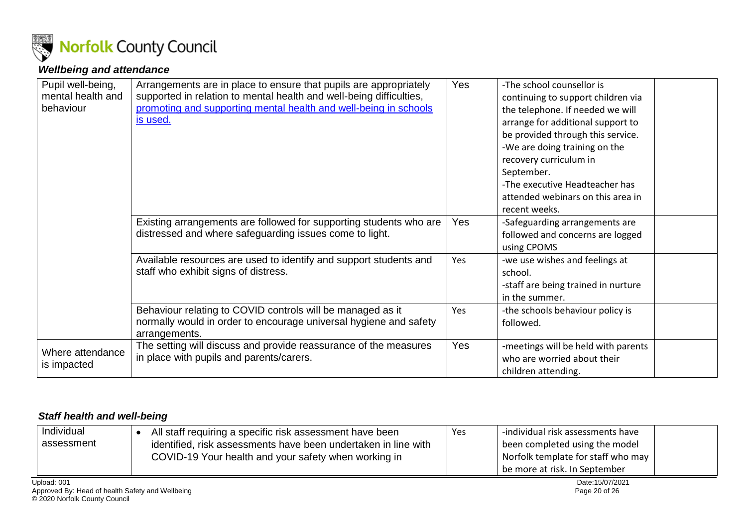### *Wellbeing and attendance*

| | | | | |
|---|---|---|---|---|
| Pupil well-being, mental health and behaviour | Arrangements are in place to ensure that pupils are appropriately supported in relation to mental health and well-being difficulties, [promoting and supporting mental health and well-being in schools](#) is used. | Yes | -The school counsellor is continuing to support children via the telephone. If needed we will arrange for additional support to be provided through this service.<br>-We are doing training on the recovery curriculum in September.<br>-The executive Headteacher has attended webinars on this area in recent weeks. | |
| | Existing arrangements are followed for supporting students who are distressed and where safeguarding issues come to light. | Yes | -Safeguarding arrangements are followed and concerns are logged using CPOMS | |
| | Available resources are used to identify and support students and staff who exhibit signs of distress. | Yes | -we use wishes and feelings at school.<br>-staff are being trained in nurture in the summer. | |
| | Behaviour relating to COVID controls will be managed as it normally would in order to encourage universal hygiene and safety arrangements. | Yes | -the schools behaviour policy is followed. | |
| Where attendance is impacted | The setting will discuss and provide reassurance of the measures in place with pupils and parents/carers. | Yes | -meetings will be held with parents who are worried about their children attending. | |

### *Staff health and well-being*

| | | | | |
|---|---|---|---|---|
| Individual assessment | • All staff requiring a specific risk assessment have been identified, risk assessments have been undertaken in line with COVID-19 Your health and your safety when working in | Yes | -individual risk assessments have been completed using the model Norfolk template for staff who may be more at risk. In September | |

Upload: 001
Approved By: Head of health Safety and Wellbeing
© 2020 Norfolk County Council
Date:15/07/2021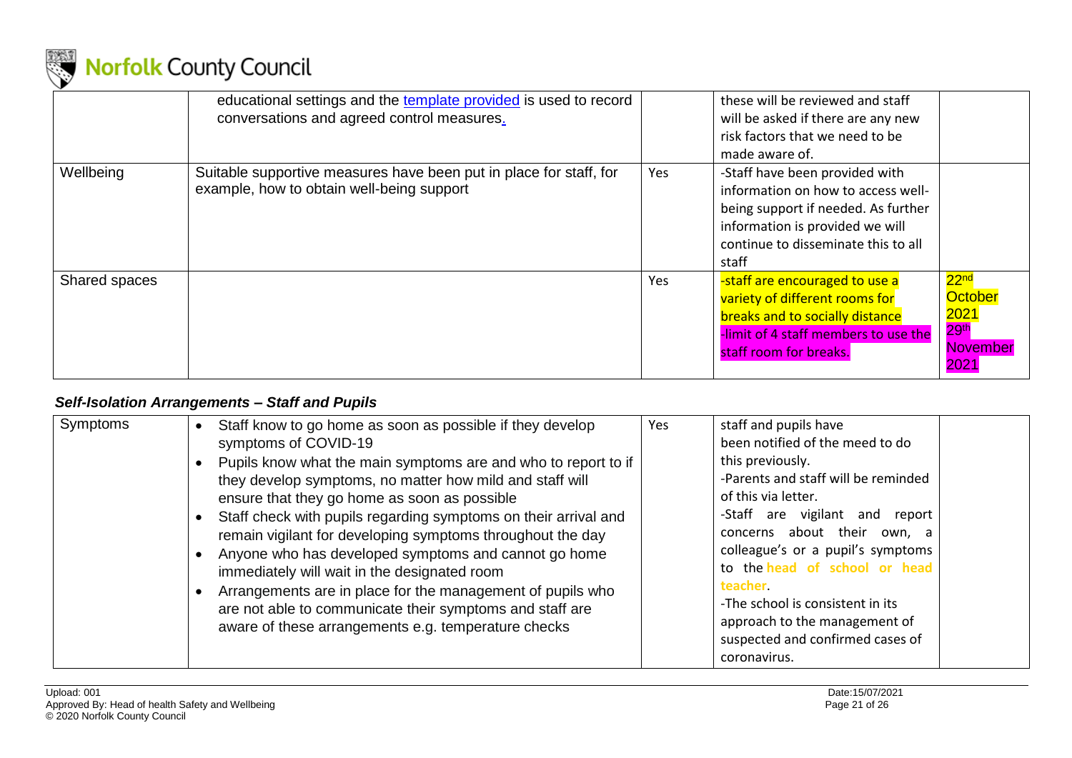| | | | | |
|---|---|---|---|---|
| | educational settings and the template provided is used to record conversations and agreed control measures. | | these will be reviewed and staff will be asked if there are any new risk factors that we need to be made aware of. | |
| Wellbeing | Suitable supportive measures have been put in place for staff, for example, how to obtain well-being support | Yes | -Staff have been provided with information on how to access well-being support if needed. As further information is provided we will continue to disseminate this to all staff | |
| Shared spaces | | Yes | -staff are encouraged to use a variety of different rooms for breaks and to socially distance<br>-limit of 4 staff members to use the staff room for breaks. | 22nd October 2021<br>29th November 2021 |

### *Self-Isolation Arrangements – Staff and Pupils*

| | | | | |
|---|---|---|---|---|
| Symptoms | • Staff know to go home as soon as possible if they develop symptoms of COVID-19<br>• Pupils know what the main symptoms are and who to report to if they develop symptoms, no matter how mild and staff will ensure that they go home as soon as possible<br>• Staff check with pupils regarding symptoms on their arrival and remain vigilant for developing symptoms throughout the day<br>• Anyone who has developed symptoms and cannot go home immediately will wait in the designated room<br>• Arrangements are in place for the management of pupils who are not able to communicate their symptoms and staff are aware of these arrangements e.g. temperature checks | Yes | staff and pupils have been notified of the meed to do this previously.<br>-Parents and staff will be reminded of this via letter.<br>-Staff are vigilant and report concerns about their own, a colleague's or a pupil's symptoms to the head of school or head teacher.<br>-The school is consistent in its approach to the management of suspected and confirmed cases of coronavirus. | |

Upload: 001
Approved By: Head of health Safety and Wellbeing
© 2020 Norfolk County Council

Date:15/07/2021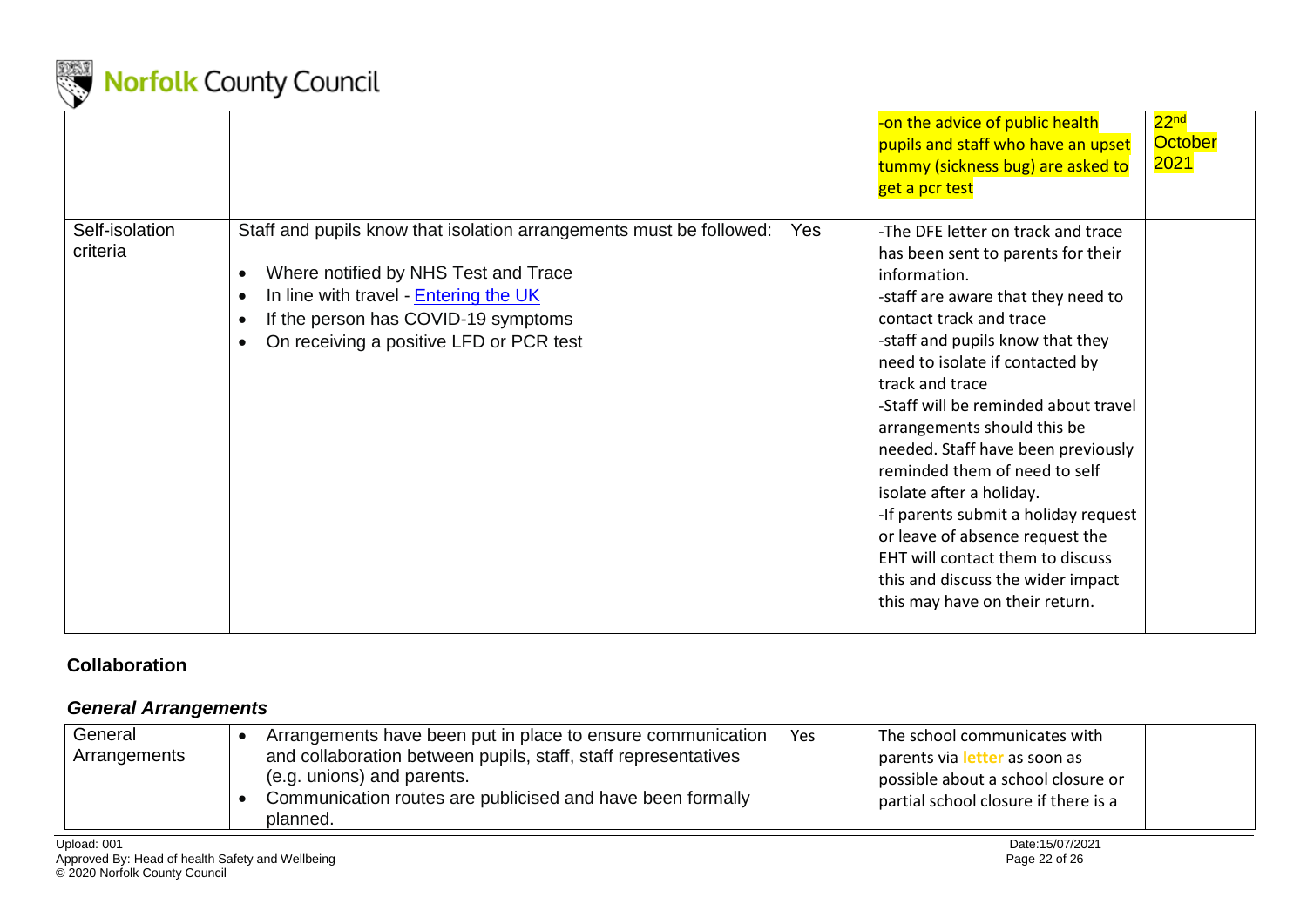| | | | | |
|---|---|---|---|---|
| | | | -on the advice of public health pupils and staff who have an upset tummy (sickness bug) are asked to get a pcr test | 22nd October 2021 |
| Self-isolation criteria | Staff and pupils know that isolation arrangements must be followed:<br>• Where notified by NHS Test and Trace<br>• In line with travel - Entering the UK<br>• If the person has COVID-19 symptoms<br>• On receiving a positive LFD or PCR test | Yes | -The DFE letter on track and trace has been sent to parents for their information.<br>-staff are aware that they need to contact track and trace<br>-staff and pupils know that they need to isolate if contacted by track and trace<br>-Staff will be reminded about travel arrangements should this be needed. Staff have been previously reminded them of need to self isolate after a holiday.<br>-If parents submit a holiday request or leave of absence request the EHT will contact them to discuss this and discuss the wider impact this may have on their return. | |

## Collaboration

### *General Arrangements*

| | | | | |
|---|---|---|---|---|
| General Arrangements | • Arrangements have been put in place to ensure communication and collaboration between pupils, staff, staff representatives (e.g. unions) and parents.<br>• Communication routes are publicised and have been formally planned. | Yes | The school communicates with parents via letter as soon as possible about a school closure or partial school closure if there is a | |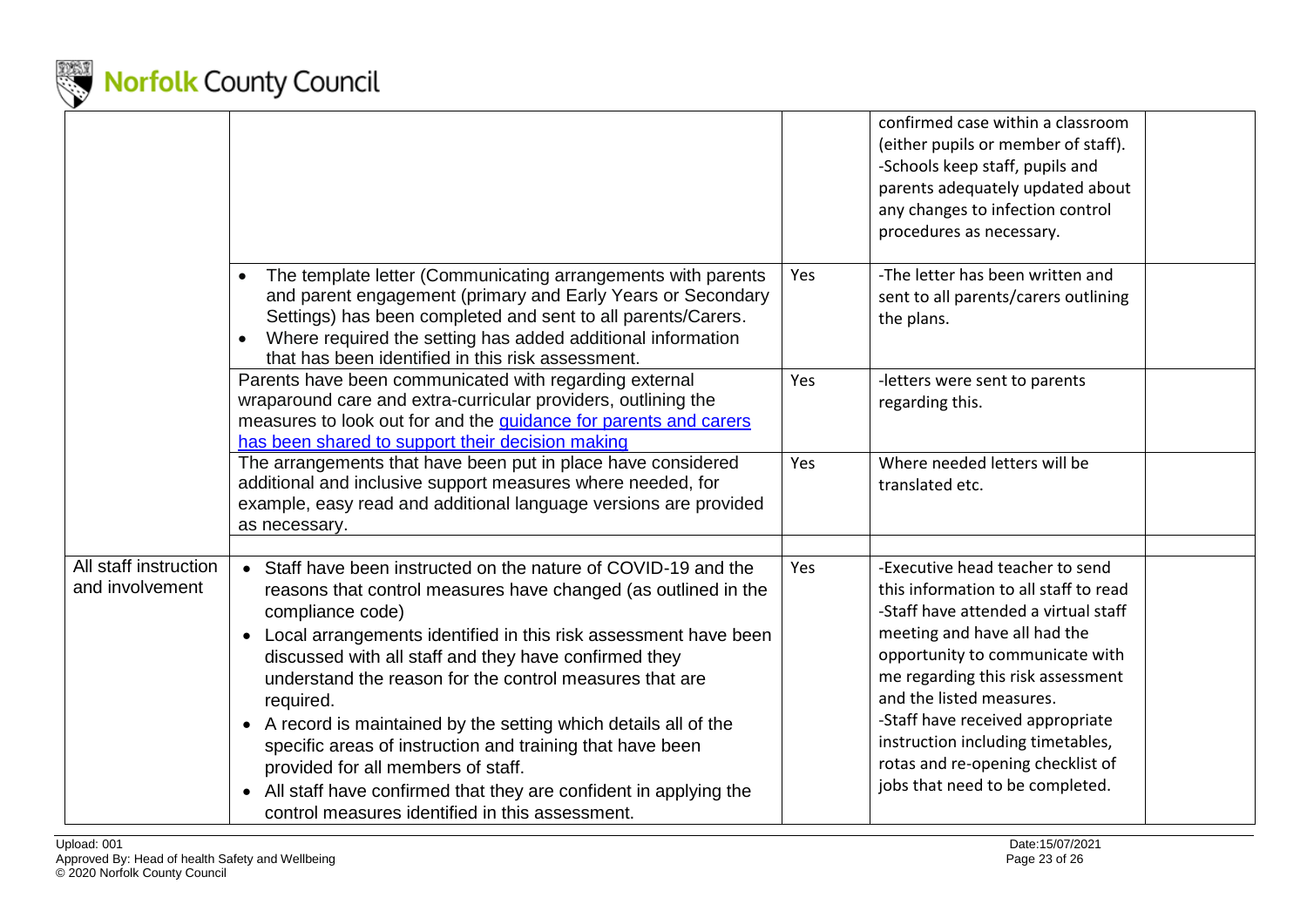| | | | | |
|---|---|---|---|---|
| | | | confirmed case within a classroom (either pupils or member of staff).<br>-Schools keep staff, pupils and parents adequately updated about any changes to infection control procedures as necessary. | |
| | • The template letter (Communicating arrangements with parents and parent engagement (primary and Early Years or Secondary Settings) has been completed and sent to all parents/Carers.<br>• Where required the setting has added additional information that has been identified in this risk assessment. | Yes | -The letter has been written and sent to all parents/carers outlining the plans. | |
| | Parents have been communicated with regarding external wraparound care and extra-curricular providers, outlining the measures to look out for and the guidance for parents and carers has been shared to support their decision making | Yes | -letters were sent to parents regarding this. | |
| | The arrangements that have been put in place have considered additional and inclusive support measures where needed, for example, easy read and additional language versions are provided as necessary. | Yes | Where needed letters will be translated etc. | |
| | | | | |
| All staff instruction and involvement | • Staff have been instructed on the nature of COVID-19 and the reasons that control measures have changed (as outlined in the compliance code)<br>• Local arrangements identified in this risk assessment have been discussed with all staff and they have confirmed they understand the reason for the control measures that are required.<br>• A record is maintained by the setting which details all of the specific areas of instruction and training that have been provided for all members of staff.<br>• All staff have confirmed that they are confident in applying the control measures identified in this assessment. | Yes | -Executive head teacher to send this information to all staff to read<br>-Staff have attended a virtual staff meeting and have all had the opportunity to communicate with me regarding this risk assessment and the listed measures.<br>-Staff have received appropriate instruction including timetables, rotas and re-opening checklist of jobs that need to be completed. | |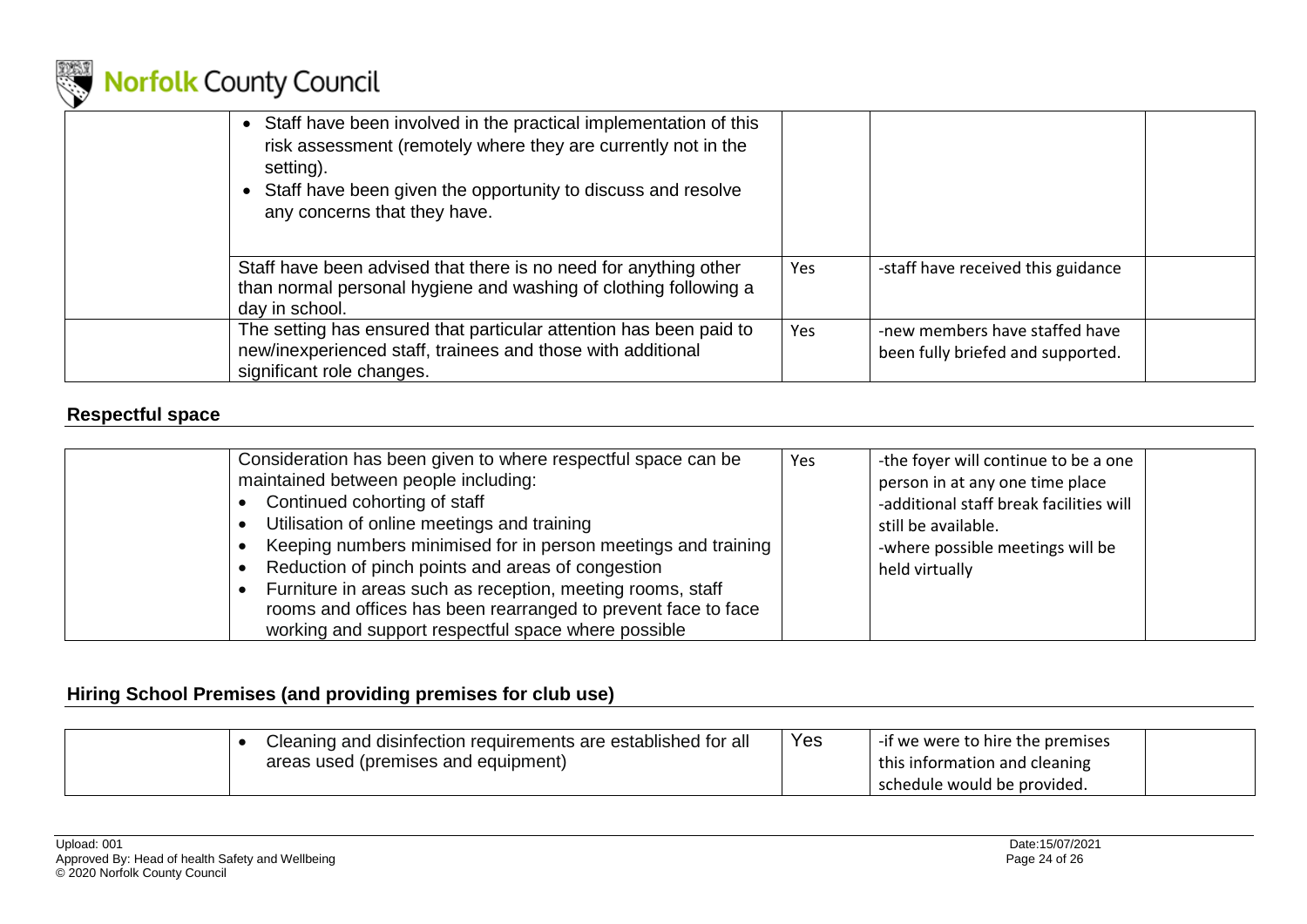| | • Staff have been involved in the practical implementation of this risk assessment (remotely where they are currently not in the setting).<br>• Staff have been given the opportunity to discuss and resolve any concerns that they have. | | | |
|---|---|---|---|---|
| | Staff have been advised that there is no need for anything other than normal personal hygiene and washing of clothing following a day in school. | Yes | -staff have received this guidance | |
| | The setting has ensured that particular attention has been paid to new/inexperienced staff, trainees and those with additional significant role changes. | Yes | -new members have staffed have been fully briefed and supported. | |

## Respectful space

| | | | | |
|---|---|---|---|---|
| | Consideration has been given to where respectful space can be maintained between people including:<br>• Continued cohorting of staff<br>• Utilisation of online meetings and training<br>• Keeping numbers minimised for in person meetings and training<br>• Reduction of pinch points and areas of congestion<br>• Furniture in areas such as reception, meeting rooms, staff rooms and offices has been rearranged to prevent face to face working and support respectful space where possible | Yes | -the foyer will continue to be a one person in at any one time place<br>-additional staff break facilities will still be available.<br>-where possible meetings will be held virtually | |

## Hiring School Premises (and providing premises for club use)

| | | | | |
|---|---|---|---|---|
| | • Cleaning and disinfection requirements are established for all areas used (premises and equipment) | Yes | -if we were to hire the premises this information and cleaning schedule would be provided. | |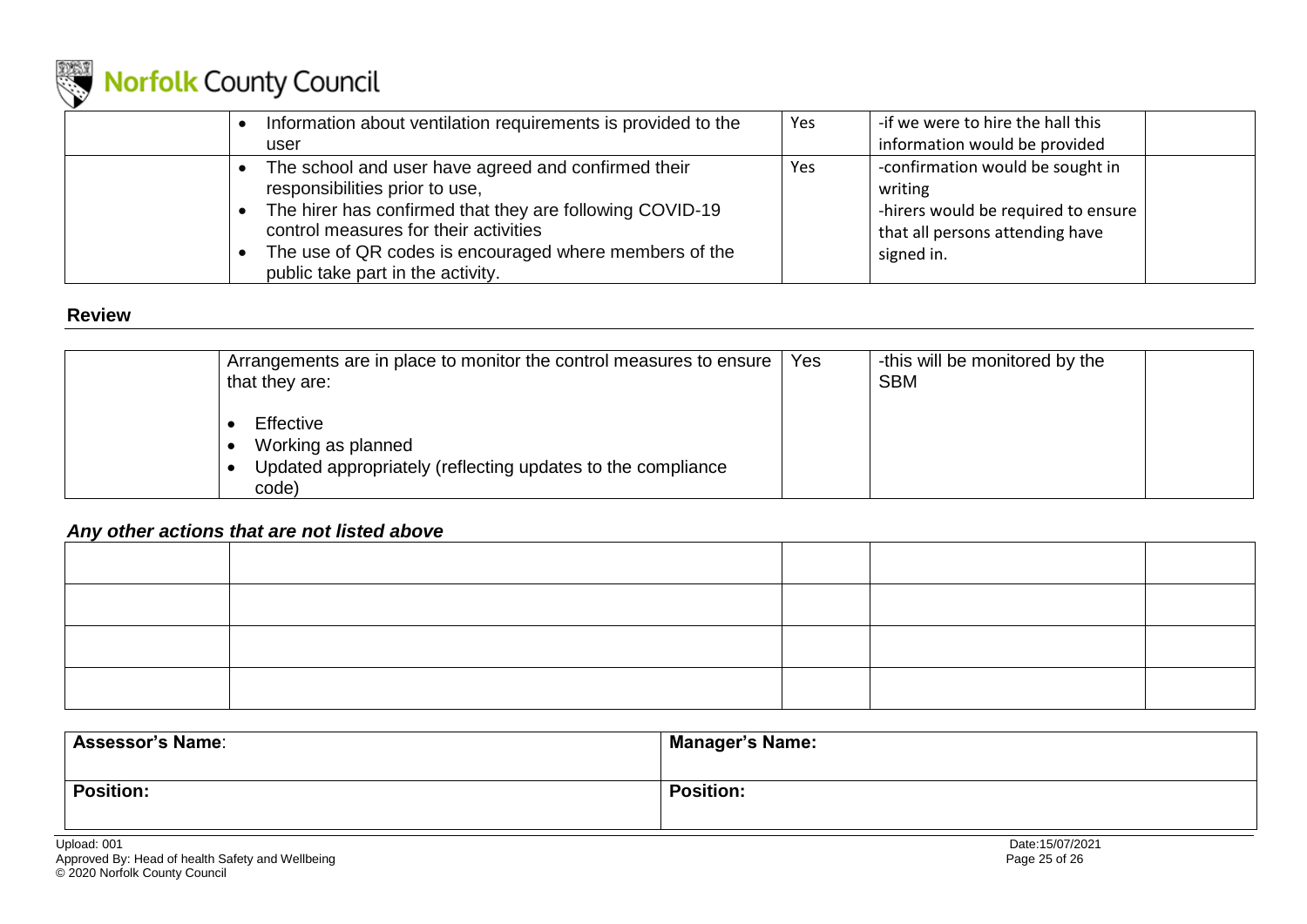| | | | | |
|---|---|---|---|---|
| | • Information about ventilation requirements is provided to the user | Yes | -if we were to hire the hall this information would be provided | |
| | • The school and user have agreed and confirmed their responsibilities prior to use,<br>• The hirer has confirmed that they are following COVID-19 control measures for their activities<br>• The use of QR codes is encouraged where members of the public take part in the activity. | Yes | -confirmation would be sought in writing<br>-hirers would be required to ensure that all persons attending have signed in. | |

### Review

| | | | | |
|---|---|---|---|---|
| | Arrangements are in place to monitor the control measures to ensure that they are:<br><br>• Effective<br>• Working as planned<br>• Updated appropriately (reflecting updates to the compliance code) | Yes | -this will be monitored by the SBM | |

### *Any other actions that are not listed above*

| | | | | |
|---|---|---|---|---|
| | | | | |
| | | | | |
| | | | | |
| | | | | |

| | |
|---|---|
| **Assessor's Name**: | **Manager's Name:** |
| **Position:** | **Position:** |

Upload: 001
Approved By: Head of health Safety and Wellbeing
© 2020 Norfolk County Council

Date:15/07/2021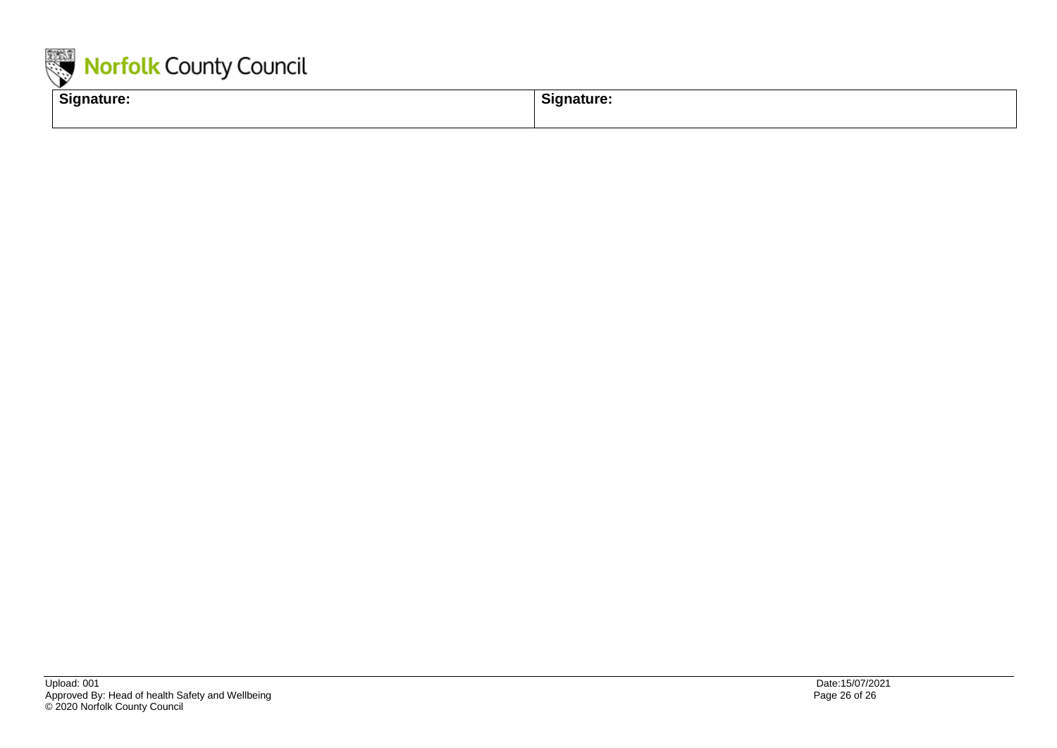| | |
|---|---|
| **Signature:** | **Signature:** |